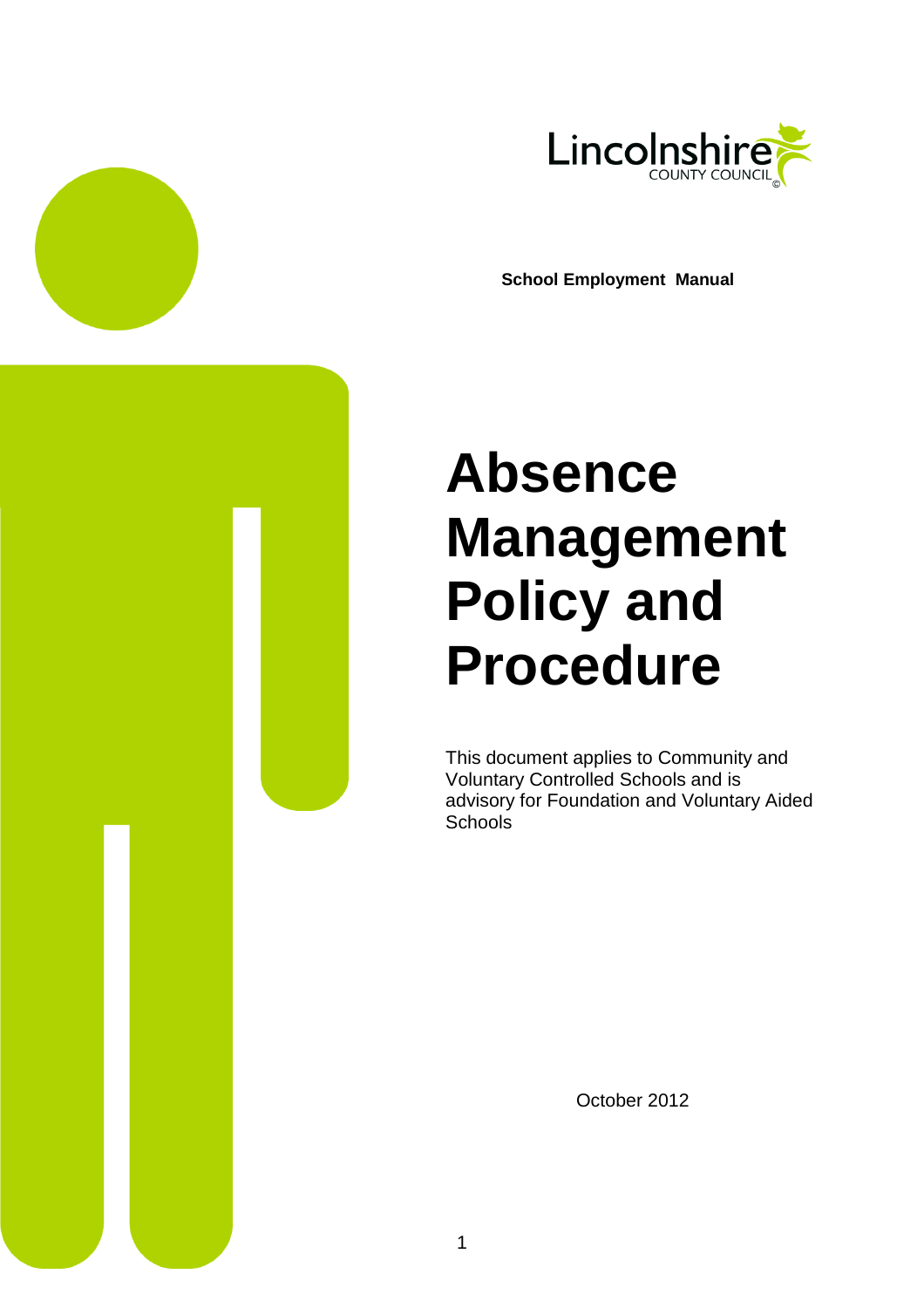Lincolnshire COUNTY COUNCIL

**School Employment Manual**

# Absence Management Policy and Procedure

This document applies to Community and Voluntary Controlled Schools and is advisory for Foundation and Voluntary Aided Schools

October 2012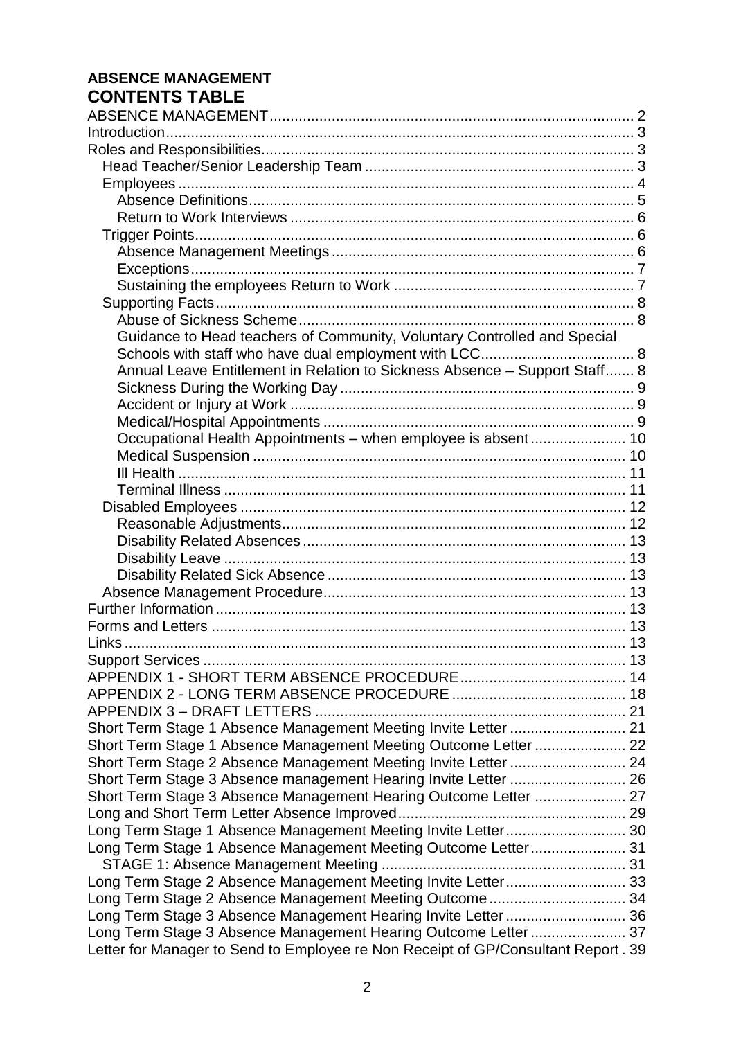**ABSENCE MANAGEMENT**

## CONTENTS TABLE

- ABSENCE MANAGEMENT ........ 2
- Introduction ........ 3
- Roles and Responsibilities ........ 3
  - Head Teacher/Senior Leadership Team ........ 3
  - Employees ........ 4
    - Absence Definitions ........ 5
    - Return to Work Interviews ........ 6
  - Trigger Points ........ 6
    - Absence Management Meetings ........ 6
    - Exceptions ........ 7
    - Sustaining the employees Return to Work ........ 7
  - Supporting Facts ........ 8
    - Abuse of Sickness Scheme ........ 8
    - Guidance to Head teachers of Community, Voluntary Controlled and Special Schools with staff who have dual employment with LCC ........ 8
    - Annual Leave Entitlement in Relation to Sickness Absence – Support Staff ........ 8
    - Sickness During the Working Day ........ 9
    - Accident or Injury at Work ........ 9
    - Medical/Hospital Appointments ........ 9
    - Occupational Health Appointments – when employee is absent ........ 10
    - Medical Suspension ........ 10
    - Ill Health ........ 11
    - Terminal Illness ........ 11
  - Disabled Employees ........ 12
    - Reasonable Adjustments ........ 12
    - Disability Related Absences ........ 13
    - Disability Leave ........ 13
    - Disability Related Sick Absence ........ 13
  - Absence Management Procedure ........ 13
- Further Information ........ 13
- Forms and Letters ........ 13
- Links ........ 13
- Support Services ........ 13
- APPENDIX 1 - SHORT TERM ABSENCE PROCEDURE ........ 14
- APPENDIX 2 - LONG TERM ABSENCE PROCEDURE ........ 18
- APPENDIX 3 – DRAFT LETTERS ........ 21
- Short Term Stage 1 Absence Management Meeting Invite Letter ........ 21
- Short Term Stage 1 Absence Management Meeting Outcome Letter ........ 22
- Short Term Stage 2 Absence Management Meeting Invite Letter ........ 24
- Short Term Stage 3 Absence management Hearing Invite Letter ........ 26
- Short Term Stage 3 Absence Management Hearing Outcome Letter ........ 27
- Long and Short Term Letter Absence Improved ........ 29
- Long Term Stage 1 Absence Management Meeting Invite Letter ........ 30
- Long Term Stage 1 Absence Management Meeting Outcome Letter ........ 31
  - STAGE 1: Absence Management Meeting ........ 31
- Long Term Stage 2 Absence Management Meeting Invite Letter ........ 33
- Long Term Stage 2 Absence Management Meeting Outcome ........ 34
- Long Term Stage 3 Absence Management Hearing Invite Letter ........ 36
- Long Term Stage 3 Absence Management Hearing Outcome Letter ........ 37
- Letter for Manager to Send to Employee re Non Receipt of GP/Consultant Report . 39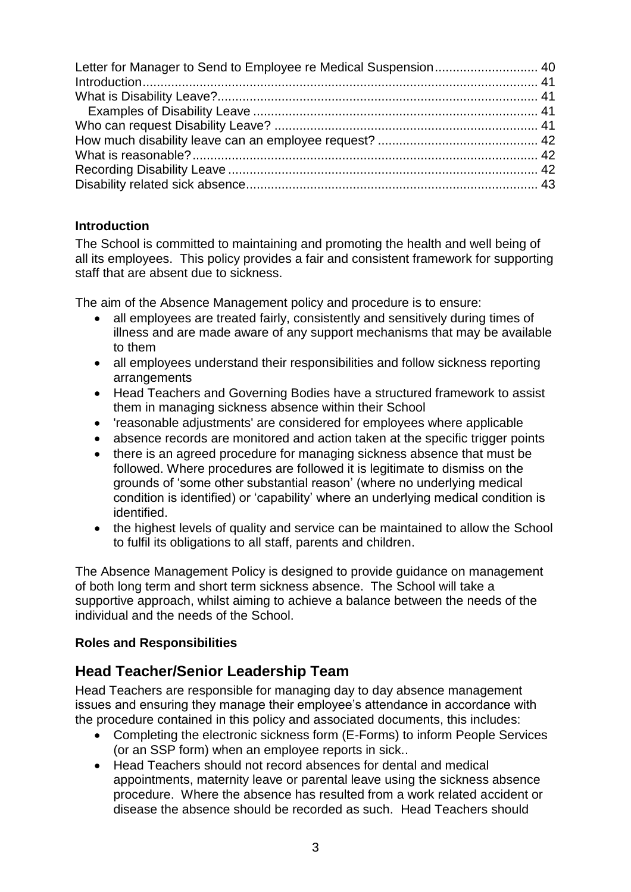Letter for Manager to Send to Employee re Medical Suspension ............................ 40
Introduction ............................................................................................. 41
What is Disability Leave? ........................................................................ 41
  Examples of Disability Leave ............................................................... 41
Who can request Disability Leave? ......................................................... 41
How much disability leave can an employee request? ............................ 42
What is reasonable? ................................................................................ 42
Recording Disability Leave ...................................................................... 42
Disability related sick absence ................................................................. 43

**Introduction**

The School is committed to maintaining and promoting the health and well being of all its employees. This policy provides a fair and consistent framework for supporting staff that are absent due to sickness.

The aim of the Absence Management policy and procedure is to ensure:

- all employees are treated fairly, consistently and sensitively during times of illness and are made aware of any support mechanisms that may be available to them
- all employees understand their responsibilities and follow sickness reporting arrangements
- Head Teachers and Governing Bodies have a structured framework to assist them in managing sickness absence within their School
- 'reasonable adjustments' are considered for employees where applicable
- absence records are monitored and action taken at the specific trigger points
- there is an agreed procedure for managing sickness absence that must be followed. Where procedures are followed it is legitimate to dismiss on the grounds of 'some other substantial reason' (where no underlying medical condition is identified) or 'capability' where an underlying medical condition is identified.
- the highest levels of quality and service can be maintained to allow the School to fulfil its obligations to all staff, parents and children.

The Absence Management Policy is designed to provide guidance on management of both long term and short term sickness absence. The School will take a supportive approach, whilst aiming to achieve a balance between the needs of the individual and the needs of the School.

**Roles and Responsibilities**

## Head Teacher/Senior Leadership Team

Head Teachers are responsible for managing day to day absence management issues and ensuring they manage their employee's attendance in accordance with the procedure contained in this policy and associated documents, this includes:

- Completing the electronic sickness form (E-Forms) to inform People Services (or an SSP form) when an employee reports in sick..
- Head Teachers should not record absences for dental and medical appointments, maternity leave or parental leave using the sickness absence procedure. Where the absence has resulted from a work related accident or disease the absence should be recorded as such. Head Teachers should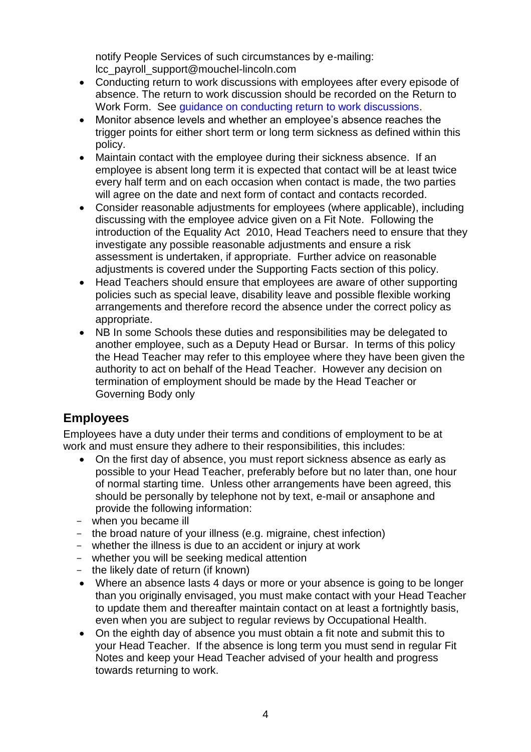notify People Services of such circumstances by e-mailing: lcc_payroll_support@mouchel-lincoln.com

- Conducting return to work discussions with employees after every episode of absence. The return to work discussion should be recorded on the Return to Work Form. See guidance on conducting return to work discussions.
- Monitor absence levels and whether an employee's absence reaches the trigger points for either short term or long term sickness as defined within this policy.
- Maintain contact with the employee during their sickness absence. If an employee is absent long term it is expected that contact will be at least twice every half term and on each occasion when contact is made, the two parties will agree on the date and next form of contact and contacts recorded.
- Consider reasonable adjustments for employees (where applicable), including discussing with the employee advice given on a Fit Note. Following the introduction of the Equality Act 2010, Head Teachers need to ensure that they investigate any possible reasonable adjustments and ensure a risk assessment is undertaken, if appropriate. Further advice on reasonable adjustments is covered under the Supporting Facts section of this policy.
- Head Teachers should ensure that employees are aware of other supporting policies such as special leave, disability leave and possible flexible working arrangements and therefore record the absence under the correct policy as appropriate.
- NB In some Schools these duties and responsibilities may be delegated to another employee, such as a Deputy Head or Bursar. In terms of this policy the Head Teacher may refer to this employee where they have been given the authority to act on behalf of the Head Teacher. However any decision on termination of employment should be made by the Head Teacher or Governing Body only

## Employees

Employees have a duty under their terms and conditions of employment to be at work and must ensure they adhere to their responsibilities, this includes:

- On the first day of absence, you must report sickness absence as early as possible to your Head Teacher, preferably before but no later than, one hour of normal starting time. Unless other arrangements have been agreed, this should be personally by telephone not by text, e-mail or ansaphone and provide the following information:
  - when you became ill
  - the broad nature of your illness (e.g. migraine, chest infection)
  - whether the illness is due to an accident or injury at work
  - whether you will be seeking medical attention
  - the likely date of return (if known)
- Where an absence lasts 4 days or more or your absence is going to be longer than you originally envisaged, you must make contact with your Head Teacher to update them and thereafter maintain contact on at least a fortnightly basis, even when you are subject to regular reviews by Occupational Health.
- On the eighth day of absence you must obtain a fit note and submit this to your Head Teacher. If the absence is long term you must send in regular Fit Notes and keep your Head Teacher advised of your health and progress towards returning to work.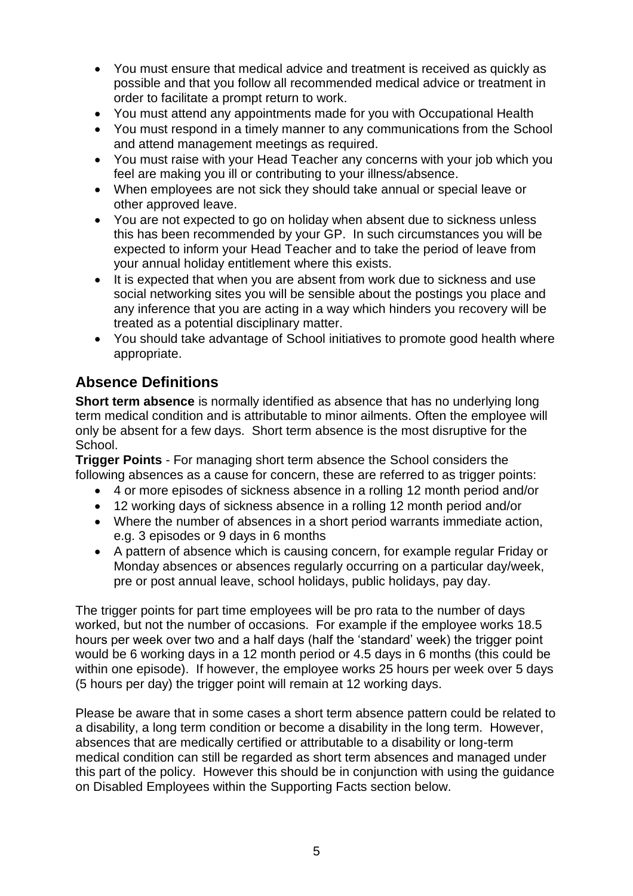- You must ensure that medical advice and treatment is received as quickly as possible and that you follow all recommended medical advice or treatment in order to facilitate a prompt return to work.
- You must attend any appointments made for you with Occupational Health
- You must respond in a timely manner to any communications from the School and attend management meetings as required.
- You must raise with your Head Teacher any concerns with your job which you feel are making you ill or contributing to your illness/absence.
- When employees are not sick they should take annual or special leave or other approved leave.
- You are not expected to go on holiday when absent due to sickness unless this has been recommended by your GP. In such circumstances you will be expected to inform your Head Teacher and to take the period of leave from your annual holiday entitlement where this exists.
- It is expected that when you are absent from work due to sickness and use social networking sites you will be sensible about the postings you place and any inference that you are acting in a way which hinders you recovery will be treated as a potential disciplinary matter.
- You should take advantage of School initiatives to promote good health where appropriate.

## Absence Definitions

**Short term absence** is normally identified as absence that has no underlying long term medical condition and is attributable to minor ailments. Often the employee will only be absent for a few days. Short term absence is the most disruptive for the School.

**Trigger Points** - For managing short term absence the School considers the following absences as a cause for concern, these are referred to as trigger points:

- 4 or more episodes of sickness absence in a rolling 12 month period and/or
- 12 working days of sickness absence in a rolling 12 month period and/or
- Where the number of absences in a short period warrants immediate action, e.g. 3 episodes or 9 days in 6 months
- A pattern of absence which is causing concern, for example regular Friday or Monday absences or absences regularly occurring on a particular day/week, pre or post annual leave, school holidays, public holidays, pay day.

The trigger points for part time employees will be pro rata to the number of days worked, but not the number of occasions. For example if the employee works 18.5 hours per week over two and a half days (half the 'standard' week) the trigger point would be 6 working days in a 12 month period or 4.5 days in 6 months (this could be within one episode). If however, the employee works 25 hours per week over 5 days (5 hours per day) the trigger point will remain at 12 working days.

Please be aware that in some cases a short term absence pattern could be related to a disability, a long term condition or become a disability in the long term. However, absences that are medically certified or attributable to a disability or long-term medical condition can still be regarded as short term absences and managed under this part of the policy. However this should be in conjunction with using the guidance on Disabled Employees within the Supporting Facts section below.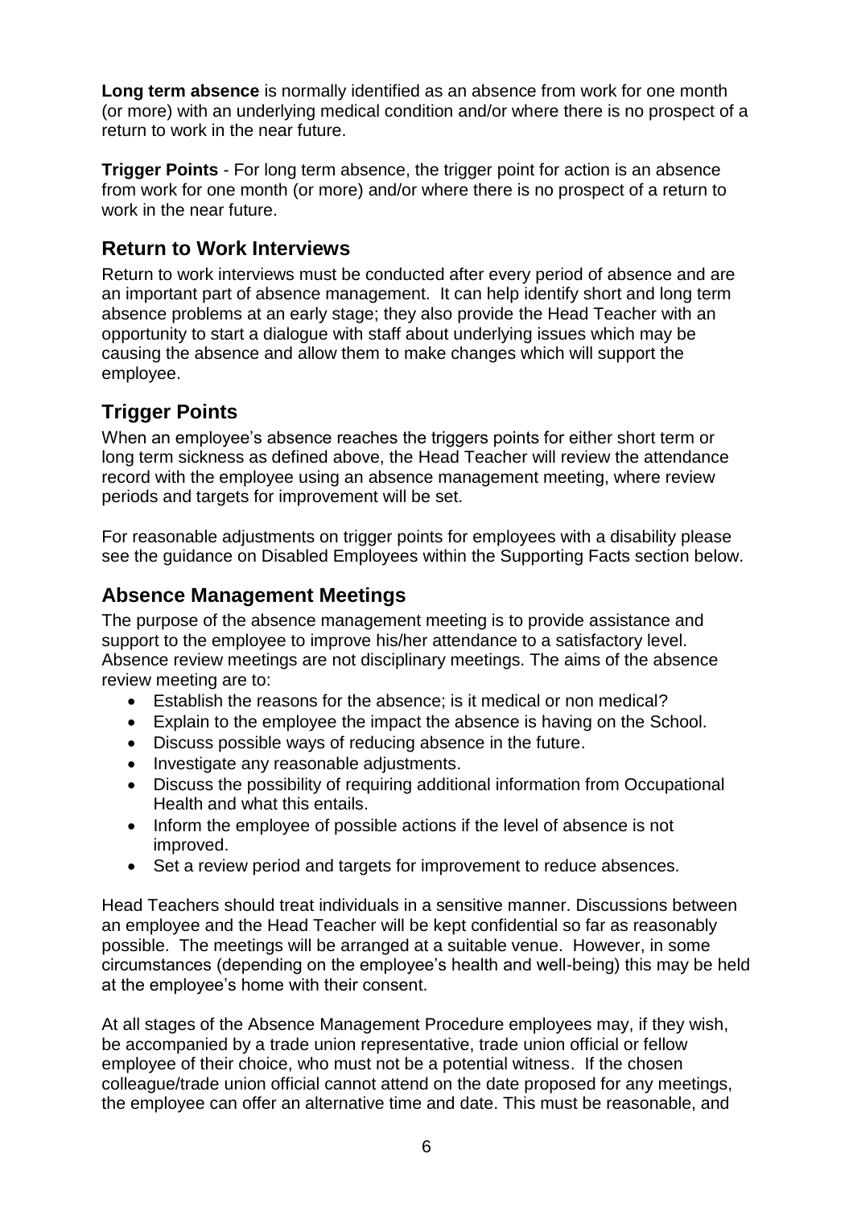**Long term absence** is normally identified as an absence from work for one month (or more) with an underlying medical condition and/or where there is no prospect of a return to work in the near future.

**Trigger Points** - For long term absence, the trigger point for action is an absence from work for one month (or more) and/or where there is no prospect of a return to work in the near future.

## Return to Work Interviews

Return to work interviews must be conducted after every period of absence and are an important part of absence management. It can help identify short and long term absence problems at an early stage; they also provide the Head Teacher with an opportunity to start a dialogue with staff about underlying issues which may be causing the absence and allow them to make changes which will support the employee.

## Trigger Points

When an employee's absence reaches the triggers points for either short term or long term sickness as defined above, the Head Teacher will review the attendance record with the employee using an absence management meeting, where review periods and targets for improvement will be set.

For reasonable adjustments on trigger points for employees with a disability please see the guidance on Disabled Employees within the Supporting Facts section below.

## Absence Management Meetings

The purpose of the absence management meeting is to provide assistance and support to the employee to improve his/her attendance to a satisfactory level. Absence review meetings are not disciplinary meetings. The aims of the absence review meeting are to:

- Establish the reasons for the absence; is it medical or non medical?
- Explain to the employee the impact the absence is having on the School.
- Discuss possible ways of reducing absence in the future.
- Investigate any reasonable adjustments.
- Discuss the possibility of requiring additional information from Occupational Health and what this entails.
- Inform the employee of possible actions if the level of absence is not improved.
- Set a review period and targets for improvement to reduce absences.

Head Teachers should treat individuals in a sensitive manner. Discussions between an employee and the Head Teacher will be kept confidential so far as reasonably possible. The meetings will be arranged at a suitable venue. However, in some circumstances (depending on the employee's health and well-being) this may be held at the employee's home with their consent.

At all stages of the Absence Management Procedure employees may, if they wish, be accompanied by a trade union representative, trade union official or fellow employee of their choice, who must not be a potential witness. If the chosen colleague/trade union official cannot attend on the date proposed for any meetings, the employee can offer an alternative time and date. This must be reasonable, and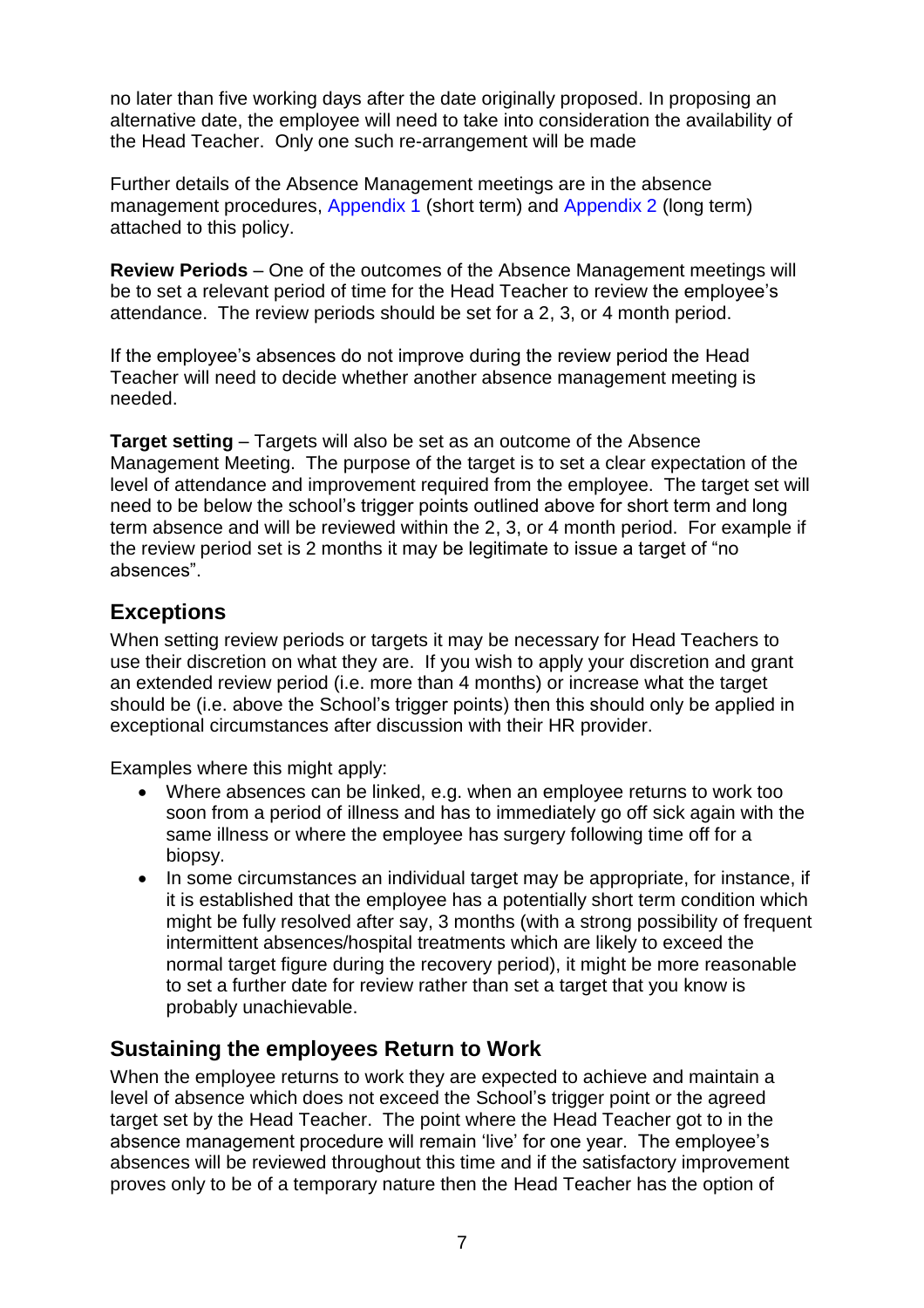no later than five working days after the date originally proposed. In proposing an alternative date, the employee will need to take into consideration the availability of the Head Teacher. Only one such re-arrangement will be made

Further details of the Absence Management meetings are in the absence management procedures, Appendix 1 (short term) and Appendix 2 (long term) attached to this policy.

**Review Periods** – One of the outcomes of the Absence Management meetings will be to set a relevant period of time for the Head Teacher to review the employee's attendance. The review periods should be set for a 2, 3, or 4 month period.

If the employee's absences do not improve during the review period the Head Teacher will need to decide whether another absence management meeting is needed.

**Target setting** – Targets will also be set as an outcome of the Absence Management Meeting. The purpose of the target is to set a clear expectation of the level of attendance and improvement required from the employee. The target set will need to be below the school's trigger points outlined above for short term and long term absence and will be reviewed within the 2, 3, or 4 month period. For example if the review period set is 2 months it may be legitimate to issue a target of "no absences".

## Exceptions

When setting review periods or targets it may be necessary for Head Teachers to use their discretion on what they are. If you wish to apply your discretion and grant an extended review period (i.e. more than 4 months) or increase what the target should be (i.e. above the School's trigger points) then this should only be applied in exceptional circumstances after discussion with their HR provider.

Examples where this might apply:

- Where absences can be linked, e.g. when an employee returns to work too soon from a period of illness and has to immediately go off sick again with the same illness or where the employee has surgery following time off for a biopsy.
- In some circumstances an individual target may be appropriate, for instance, if it is established that the employee has a potentially short term condition which might be fully resolved after say, 3 months (with a strong possibility of frequent intermittent absences/hospital treatments which are likely to exceed the normal target figure during the recovery period), it might be more reasonable to set a further date for review rather than set a target that you know is probably unachievable.

## Sustaining the employees Return to Work

When the employee returns to work they are expected to achieve and maintain a level of absence which does not exceed the School's trigger point or the agreed target set by the Head Teacher. The point where the Head Teacher got to in the absence management procedure will remain 'live' for one year. The employee's absences will be reviewed throughout this time and if the satisfactory improvement proves only to be of a temporary nature then the Head Teacher has the option of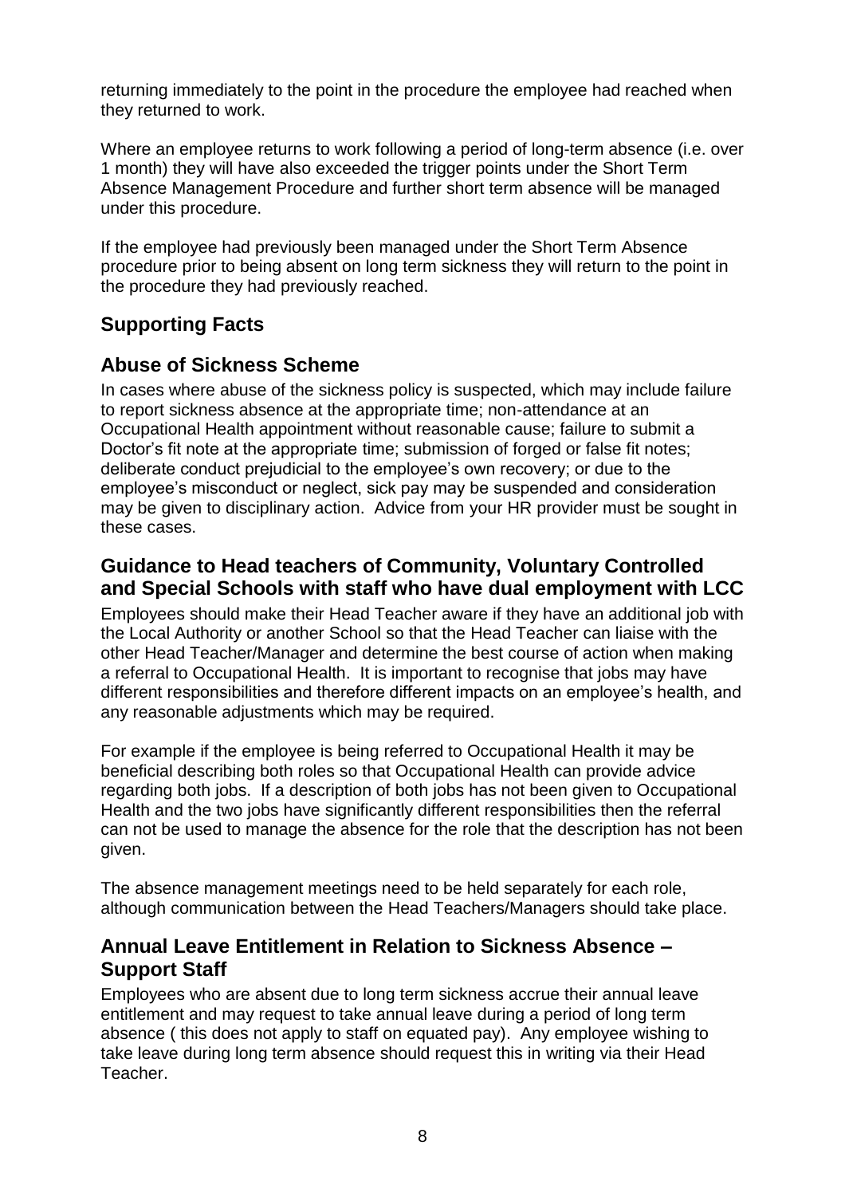returning immediately to the point in the procedure the employee had reached when they returned to work.

Where an employee returns to work following a period of long-term absence (i.e. over 1 month) they will have also exceeded the trigger points under the Short Term Absence Management Procedure and further short term absence will be managed under this procedure.

If the employee had previously been managed under the Short Term Absence procedure prior to being absent on long term sickness they will return to the point in the procedure they had previously reached.

## Supporting Facts

### Abuse of Sickness Scheme

In cases where abuse of the sickness policy is suspected, which may include failure to report sickness absence at the appropriate time; non-attendance at an Occupational Health appointment without reasonable cause; failure to submit a Doctor's fit note at the appropriate time; submission of forged or false fit notes; deliberate conduct prejudicial to the employee's own recovery; or due to the employee's misconduct or neglect, sick pay may be suspended and consideration may be given to disciplinary action. Advice from your HR provider must be sought in these cases.

### Guidance to Head teachers of Community, Voluntary Controlled and Special Schools with staff who have dual employment with LCC

Employees should make their Head Teacher aware if they have an additional job with the Local Authority or another School so that the Head Teacher can liaise with the other Head Teacher/Manager and determine the best course of action when making a referral to Occupational Health. It is important to recognise that jobs may have different responsibilities and therefore different impacts on an employee's health, and any reasonable adjustments which may be required.

For example if the employee is being referred to Occupational Health it may be beneficial describing both roles so that Occupational Health can provide advice regarding both jobs. If a description of both jobs has not been given to Occupational Health and the two jobs have significantly different responsibilities then the referral can not be used to manage the absence for the role that the description has not been given.

The absence management meetings need to be held separately for each role, although communication between the Head Teachers/Managers should take place.

### Annual Leave Entitlement in Relation to Sickness Absence – Support Staff

Employees who are absent due to long term sickness accrue their annual leave entitlement and may request to take annual leave during a period of long term absence ( this does not apply to staff on equated pay). Any employee wishing to take leave during long term absence should request this in writing via their Head Teacher.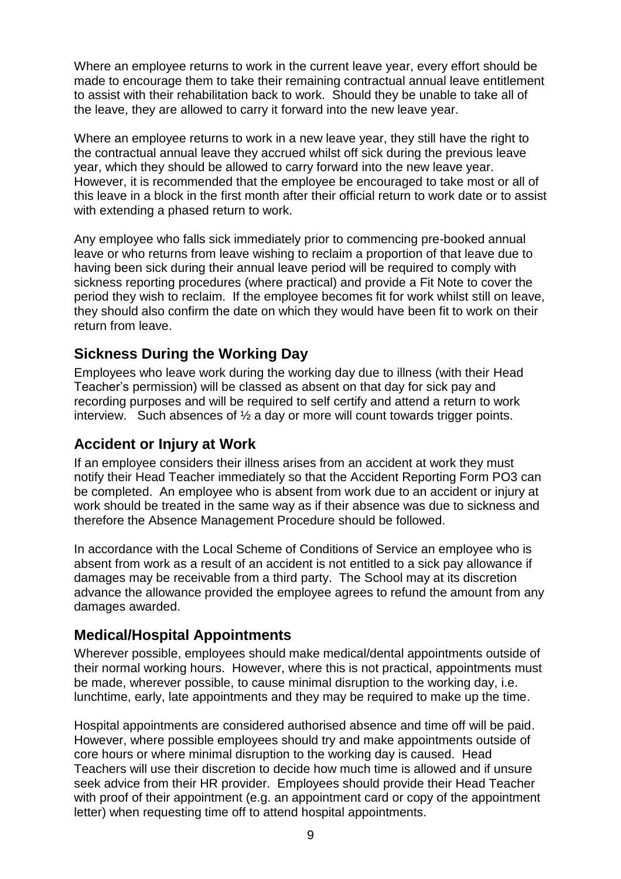Where an employee returns to work in the current leave year, every effort should be made to encourage them to take their remaining contractual annual leave entitlement to assist with their rehabilitation back to work. Should they be unable to take all of the leave, they are allowed to carry it forward into the new leave year.

Where an employee returns to work in a new leave year, they still have the right to the contractual annual leave they accrued whilst off sick during the previous leave year, which they should be allowed to carry forward into the new leave year. However, it is recommended that the employee be encouraged to take most or all of this leave in a block in the first month after their official return to work date or to assist with extending a phased return to work.

Any employee who falls sick immediately prior to commencing pre-booked annual leave or who returns from leave wishing to reclaim a proportion of that leave due to having been sick during their annual leave period will be required to comply with sickness reporting procedures (where practical) and provide a Fit Note to cover the period they wish to reclaim. If the employee becomes fit for work whilst still on leave, they should also confirm the date on which they would have been fit to work on their return from leave.

## Sickness During the Working Day

Employees who leave work during the working day due to illness (with their Head Teacher's permission) will be classed as absent on that day for sick pay and recording purposes and will be required to self certify and attend a return to work interview. Such absences of ½ a day or more will count towards trigger points.

## Accident or Injury at Work

If an employee considers their illness arises from an accident at work they must notify their Head Teacher immediately so that the Accident Reporting Form PO3 can be completed. An employee who is absent from work due to an accident or injury at work should be treated in the same way as if their absence was due to sickness and therefore the Absence Management Procedure should be followed.

In accordance with the Local Scheme of Conditions of Service an employee who is absent from work as a result of an accident is not entitled to a sick pay allowance if damages may be receivable from a third party. The School may at its discretion advance the allowance provided the employee agrees to refund the amount from any damages awarded.

## Medical/Hospital Appointments

Wherever possible, employees should make medical/dental appointments outside of their normal working hours. However, where this is not practical, appointments must be made, wherever possible, to cause minimal disruption to the working day, i.e. lunchtime, early, late appointments and they may be required to make up the time.

Hospital appointments are considered authorised absence and time off will be paid. However, where possible employees should try and make appointments outside of core hours or where minimal disruption to the working day is caused. Head Teachers will use their discretion to decide how much time is allowed and if unsure seek advice from their HR provider. Employees should provide their Head Teacher with proof of their appointment (e.g. an appointment card or copy of the appointment letter) when requesting time off to attend hospital appointments.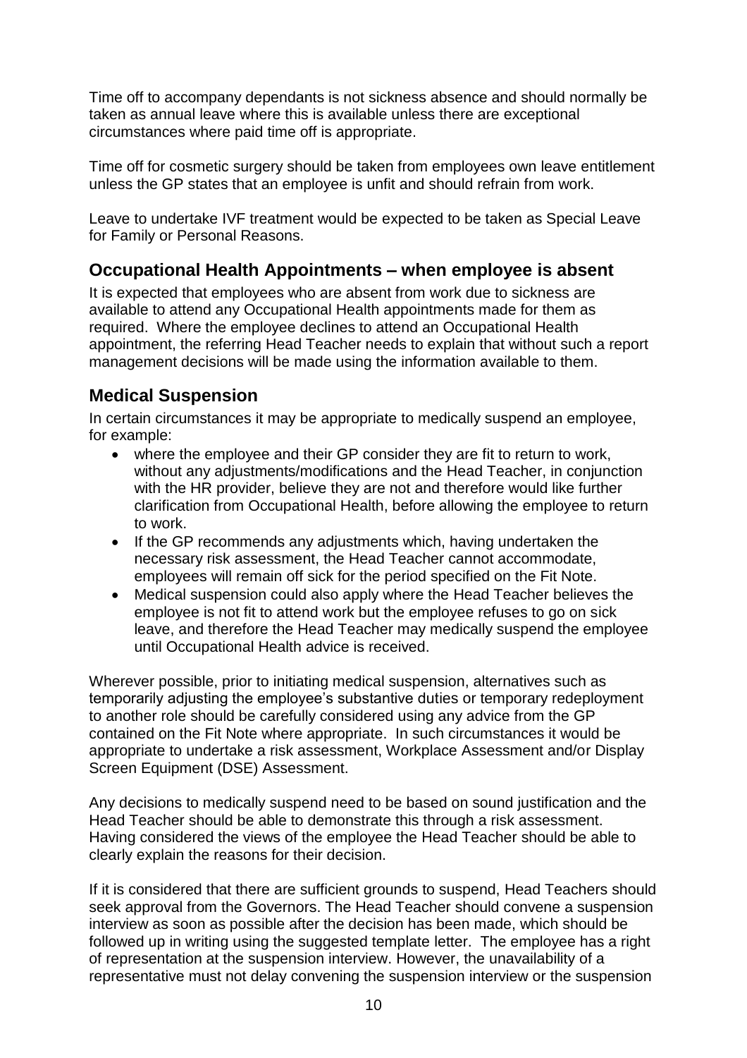Time off to accompany dependants is not sickness absence and should normally be taken as annual leave where this is available unless there are exceptional circumstances where paid time off is appropriate.

Time off for cosmetic surgery should be taken from employees own leave entitlement unless the GP states that an employee is unfit and should refrain from work.

Leave to undertake IVF treatment would be expected to be taken as Special Leave for Family or Personal Reasons.

## Occupational Health Appointments – when employee is absent

It is expected that employees who are absent from work due to sickness are available to attend any Occupational Health appointments made for them as required. Where the employee declines to attend an Occupational Health appointment, the referring Head Teacher needs to explain that without such a report management decisions will be made using the information available to them.

## Medical Suspension

In certain circumstances it may be appropriate to medically suspend an employee, for example:

- where the employee and their GP consider they are fit to return to work, without any adjustments/modifications and the Head Teacher, in conjunction with the HR provider, believe they are not and therefore would like further clarification from Occupational Health, before allowing the employee to return to work.
- If the GP recommends any adjustments which, having undertaken the necessary risk assessment, the Head Teacher cannot accommodate, employees will remain off sick for the period specified on the Fit Note.
- Medical suspension could also apply where the Head Teacher believes the employee is not fit to attend work but the employee refuses to go on sick leave, and therefore the Head Teacher may medically suspend the employee until Occupational Health advice is received.

Wherever possible, prior to initiating medical suspension, alternatives such as temporarily adjusting the employee's substantive duties or temporary redeployment to another role should be carefully considered using any advice from the GP contained on the Fit Note where appropriate. In such circumstances it would be appropriate to undertake a risk assessment, Workplace Assessment and/or Display Screen Equipment (DSE) Assessment.

Any decisions to medically suspend need to be based on sound justification and the Head Teacher should be able to demonstrate this through a risk assessment. Having considered the views of the employee the Head Teacher should be able to clearly explain the reasons for their decision.

If it is considered that there are sufficient grounds to suspend, Head Teachers should seek approval from the Governors. The Head Teacher should convene a suspension interview as soon as possible after the decision has been made, which should be followed up in writing using the suggested template letter. The employee has a right of representation at the suspension interview. However, the unavailability of a representative must not delay convening the suspension interview or the suspension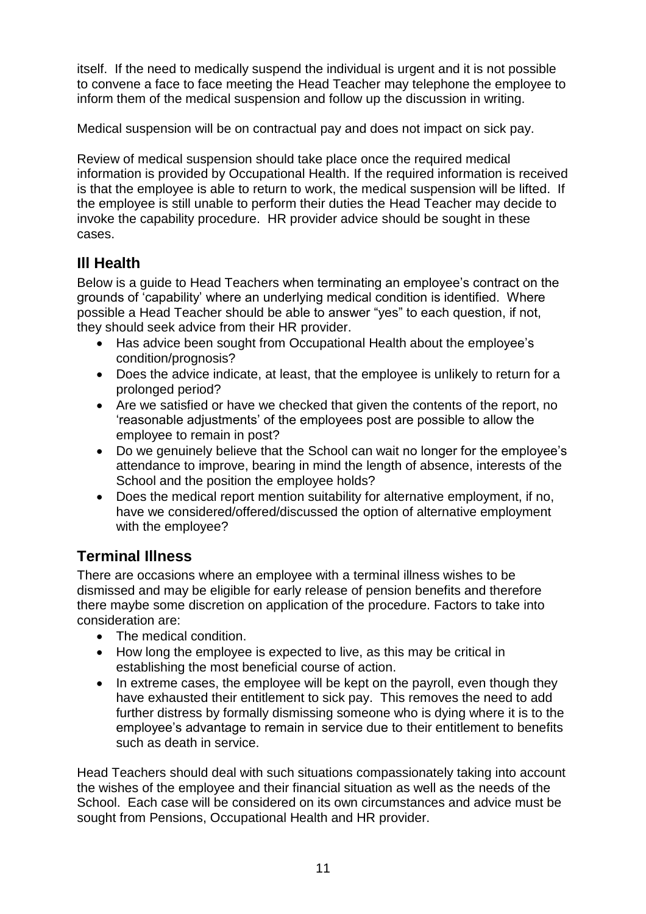itself. If the need to medically suspend the individual is urgent and it is not possible to convene a face to face meeting the Head Teacher may telephone the employee to inform them of the medical suspension and follow up the discussion in writing.

Medical suspension will be on contractual pay and does not impact on sick pay.

Review of medical suspension should take place once the required medical information is provided by Occupational Health. If the required information is received is that the employee is able to return to work, the medical suspension will be lifted. If the employee is still unable to perform their duties the Head Teacher may decide to invoke the capability procedure. HR provider advice should be sought in these cases.

## Ill Health

Below is a guide to Head Teachers when terminating an employee's contract on the grounds of 'capability' where an underlying medical condition is identified. Where possible a Head Teacher should be able to answer "yes" to each question, if not, they should seek advice from their HR provider.

- Has advice been sought from Occupational Health about the employee's condition/prognosis?
- Does the advice indicate, at least, that the employee is unlikely to return for a prolonged period?
- Are we satisfied or have we checked that given the contents of the report, no 'reasonable adjustments' of the employees post are possible to allow the employee to remain in post?
- Do we genuinely believe that the School can wait no longer for the employee's attendance to improve, bearing in mind the length of absence, interests of the School and the position the employee holds?
- Does the medical report mention suitability for alternative employment, if no, have we considered/offered/discussed the option of alternative employment with the employee?

## Terminal Illness

There are occasions where an employee with a terminal illness wishes to be dismissed and may be eligible for early release of pension benefits and therefore there maybe some discretion on application of the procedure. Factors to take into consideration are:

- The medical condition.
- How long the employee is expected to live, as this may be critical in establishing the most beneficial course of action.
- In extreme cases, the employee will be kept on the payroll, even though they have exhausted their entitlement to sick pay. This removes the need to add further distress by formally dismissing someone who is dying where it is to the employee's advantage to remain in service due to their entitlement to benefits such as death in service.

Head Teachers should deal with such situations compassionately taking into account the wishes of the employee and their financial situation as well as the needs of the School. Each case will be considered on its own circumstances and advice must be sought from Pensions, Occupational Health and HR provider.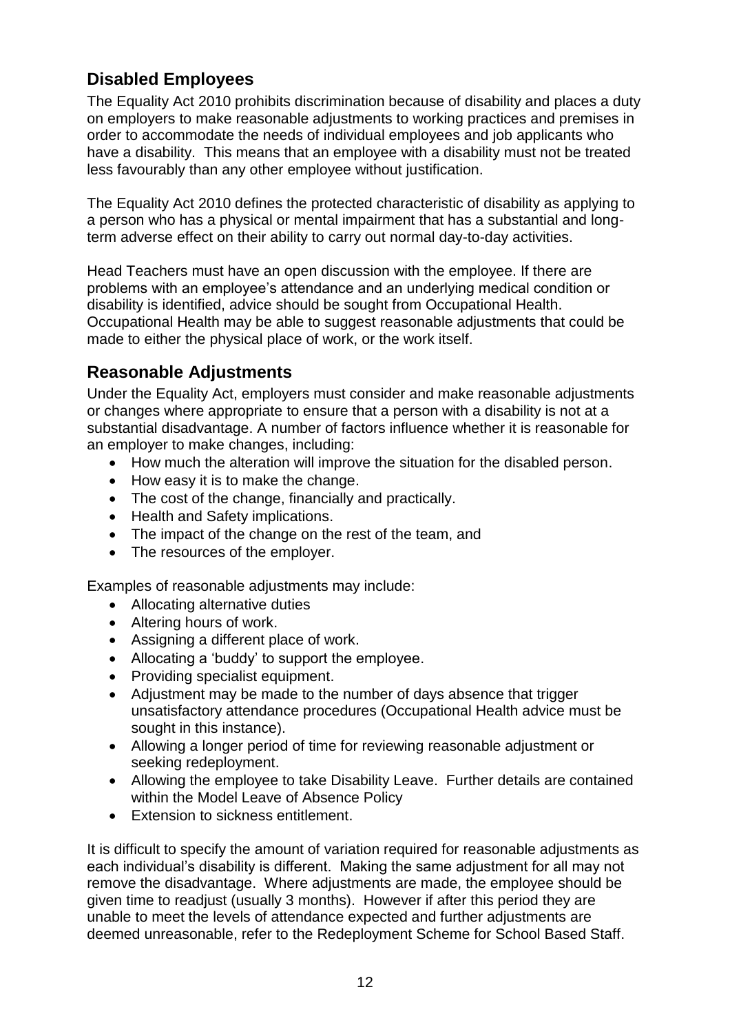## Disabled Employees

The Equality Act 2010 prohibits discrimination because of disability and places a duty on employers to make reasonable adjustments to working practices and premises in order to accommodate the needs of individual employees and job applicants who have a disability. This means that an employee with a disability must not be treated less favourably than any other employee without justification.

The Equality Act 2010 defines the protected characteristic of disability as applying to a person who has a physical or mental impairment that has a substantial and long-term adverse effect on their ability to carry out normal day-to-day activities.

Head Teachers must have an open discussion with the employee. If there are problems with an employee's attendance and an underlying medical condition or disability is identified, advice should be sought from Occupational Health. Occupational Health may be able to suggest reasonable adjustments that could be made to either the physical place of work, or the work itself.

## Reasonable Adjustments

Under the Equality Act, employers must consider and make reasonable adjustments or changes where appropriate to ensure that a person with a disability is not at a substantial disadvantage. A number of factors influence whether it is reasonable for an employer to make changes, including:

- How much the alteration will improve the situation for the disabled person.
- How easy it is to make the change.
- The cost of the change, financially and practically.
- Health and Safety implications.
- The impact of the change on the rest of the team, and
- The resources of the employer.

Examples of reasonable adjustments may include:

- Allocating alternative duties
- Altering hours of work.
- Assigning a different place of work.
- Allocating a 'buddy' to support the employee.
- Providing specialist equipment.
- Adjustment may be made to the number of days absence that trigger unsatisfactory attendance procedures (Occupational Health advice must be sought in this instance).
- Allowing a longer period of time for reviewing reasonable adjustment or seeking redeployment.
- Allowing the employee to take Disability Leave. Further details are contained within the Model Leave of Absence Policy
- Extension to sickness entitlement.

It is difficult to specify the amount of variation required for reasonable adjustments as each individual's disability is different. Making the same adjustment for all may not remove the disadvantage. Where adjustments are made, the employee should be given time to readjust (usually 3 months). However if after this period they are unable to meet the levels of attendance expected and further adjustments are deemed unreasonable, refer to the Redeployment Scheme for School Based Staff.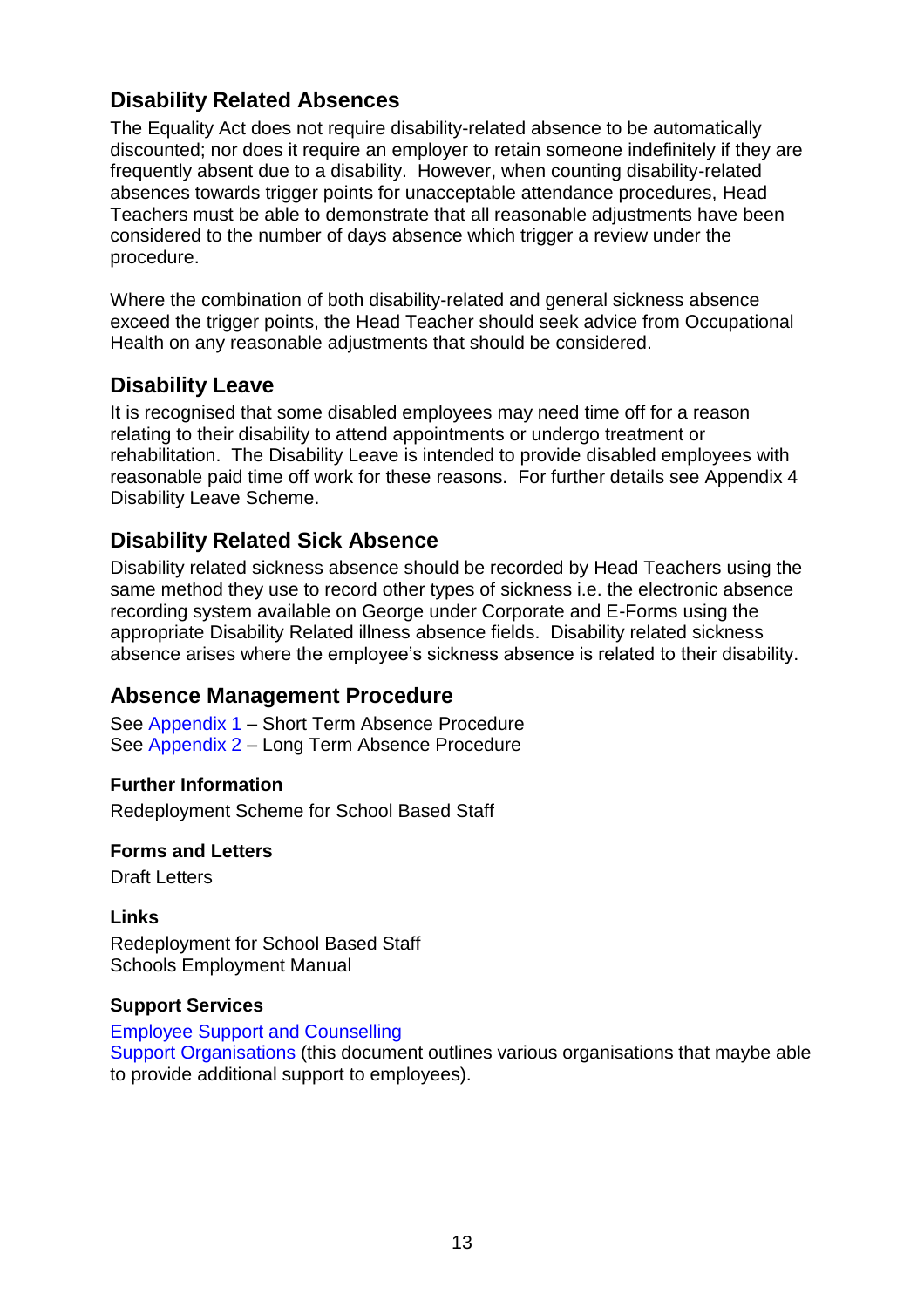## Disability Related Absences

The Equality Act does not require disability-related absence to be automatically discounted; nor does it require an employer to retain someone indefinitely if they are frequently absent due to a disability. However, when counting disability-related absences towards trigger points for unacceptable attendance procedures, Head Teachers must be able to demonstrate that all reasonable adjustments have been considered to the number of days absence which trigger a review under the procedure.

Where the combination of both disability-related and general sickness absence exceed the trigger points, the Head Teacher should seek advice from Occupational Health on any reasonable adjustments that should be considered.

## Disability Leave

It is recognised that some disabled employees may need time off for a reason relating to their disability to attend appointments or undergo treatment or rehabilitation. The Disability Leave is intended to provide disabled employees with reasonable paid time off work for these reasons. For further details see Appendix 4 Disability Leave Scheme.

## Disability Related Sick Absence

Disability related sickness absence should be recorded by Head Teachers using the same method they use to record other types of sickness i.e. the electronic absence recording system available on George under Corporate and E-Forms using the appropriate Disability Related illness absence fields. Disability related sickness absence arises where the employee's sickness absence is related to their disability.

## Absence Management Procedure

See Appendix 1 – Short Term Absence Procedure
See Appendix 2 – Long Term Absence Procedure

**Further Information**

Redeployment Scheme for School Based Staff

**Forms and Letters**

Draft Letters

**Links**

Redeployment for School Based Staff
Schools Employment Manual

**Support Services**

Employee Support and Counselling
Support Organisations (this document outlines various organisations that maybe able to provide additional support to employees).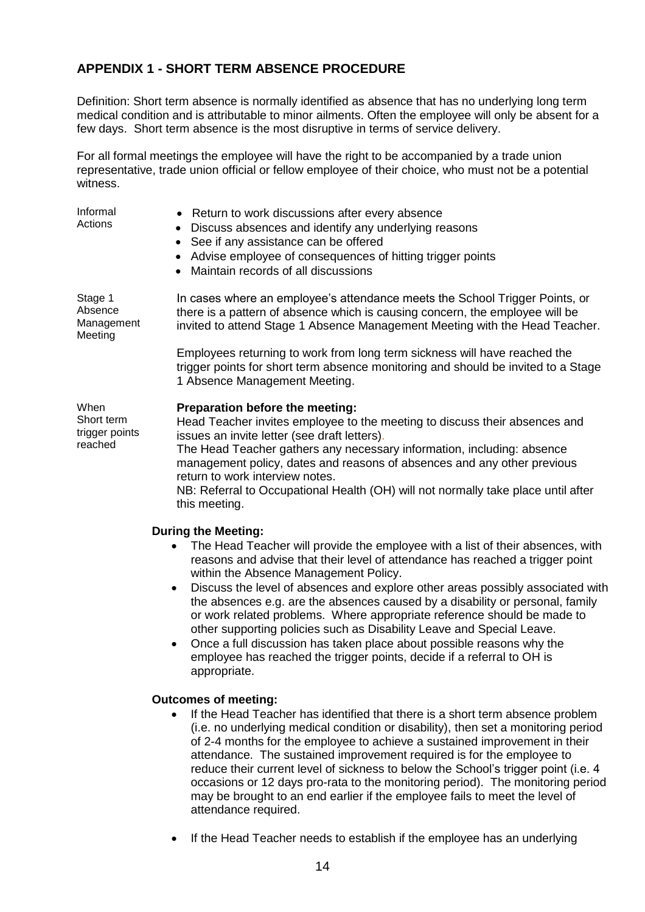## APPENDIX 1 - SHORT TERM ABSENCE PROCEDURE

Definition: Short term absence is normally identified as absence that has no underlying long term medical condition and is attributable to minor ailments. Often the employee will only be absent for a few days. Short term absence is the most disruptive in terms of service delivery.

For all formal meetings the employee will have the right to be accompanied by a trade union representative, trade union official or fellow employee of their choice, who must not be a potential witness.

**Informal Actions**

- Return to work discussions after every absence
- Discuss absences and identify any underlying reasons
- See if any assistance can be offered
- Advise employee of consequences of hitting trigger points
- Maintain records of all discussions

**Stage 1 Absence Management Meeting**

In cases where an employee's attendance meets the School Trigger Points, or there is a pattern of absence which is causing concern, the employee will be invited to attend Stage 1 Absence Management Meeting with the Head Teacher.

Employees returning to work from long term sickness will have reached the trigger points for short term absence monitoring and should be invited to a Stage 1 Absence Management Meeting.

**When Short term trigger points reached**

**Preparation before the meeting:**
Head Teacher invites employee to the meeting to discuss their absences and issues an invite letter (see draft letters).
The Head Teacher gathers any necessary information, including: absence management policy, dates and reasons of absences and any other previous return to work interview notes.
NB: Referral to Occupational Health (OH) will not normally take place until after this meeting.

**During the Meeting:**

- The Head Teacher will provide the employee with a list of their absences, with reasons and advise that their level of attendance has reached a trigger point within the Absence Management Policy.
- Discuss the level of absences and explore other areas possibly associated with the absences e.g. are the absences caused by a disability or personal, family or work related problems. Where appropriate reference should be made to other supporting policies such as Disability Leave and Special Leave.
- Once a full discussion has taken place about possible reasons why the employee has reached the trigger points, decide if a referral to OH is appropriate.

**Outcomes of meeting:**

- If the Head Teacher has identified that there is a short term absence problem (i.e. no underlying medical condition or disability), then set a monitoring period of 2-4 months for the employee to achieve a sustained improvement in their attendance. The sustained improvement required is for the employee to reduce their current level of sickness to below the School's trigger point (i.e. 4 occasions or 12 days pro-rata to the monitoring period). The monitoring period may be brought to an end earlier if the employee fails to meet the level of attendance required.

- If the Head Teacher needs to establish if the employee has an underlying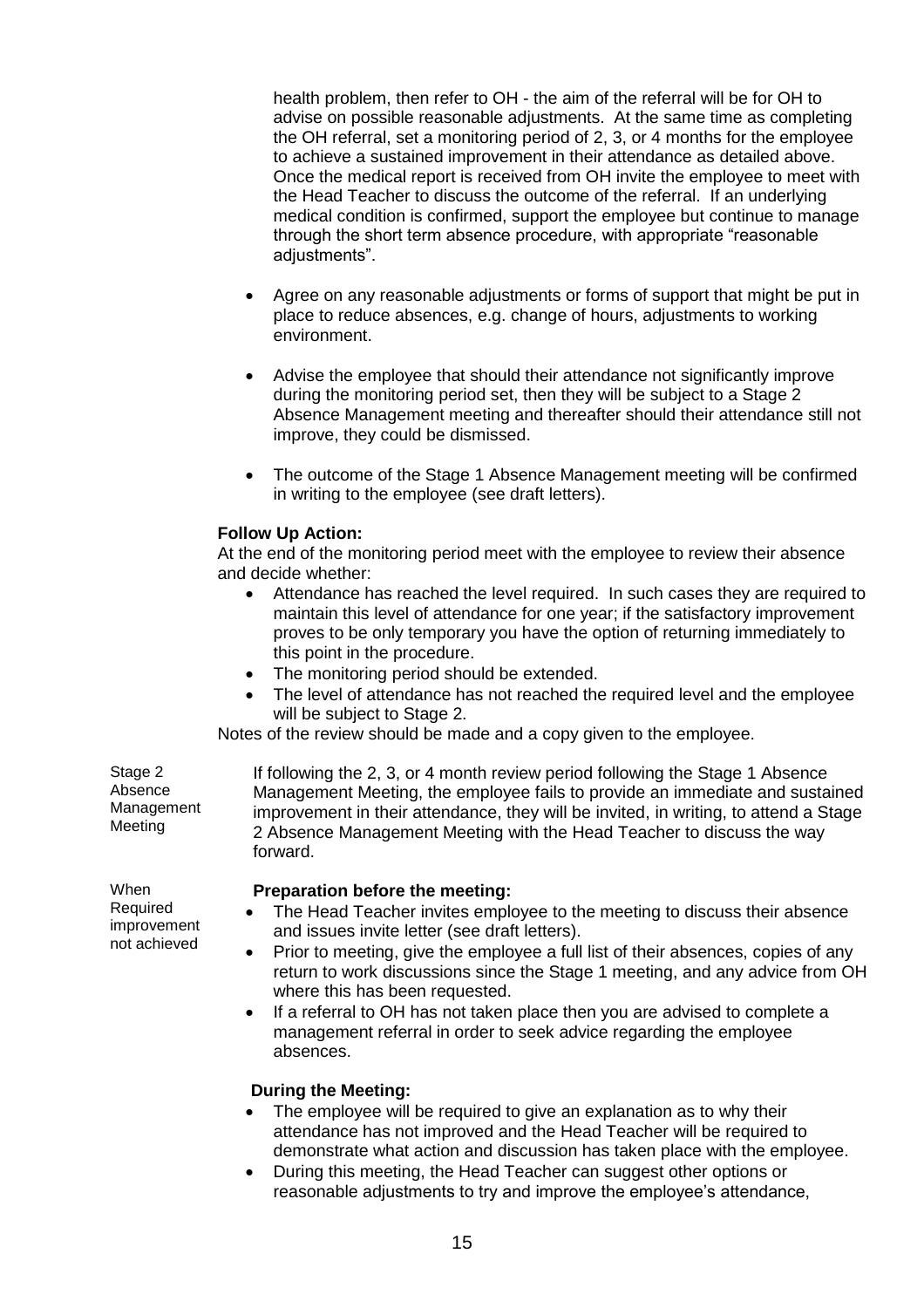health problem, then refer to OH - the aim of the referral will be for OH to advise on possible reasonable adjustments. At the same time as completing the OH referral, set a monitoring period of 2, 3, or 4 months for the employee to achieve a sustained improvement in their attendance as detailed above. Once the medical report is received from OH invite the employee to meet with the Head Teacher to discuss the outcome of the referral. If an underlying medical condition is confirmed, support the employee but continue to manage through the short term absence procedure, with appropriate "reasonable adjustments".

- Agree on any reasonable adjustments or forms of support that might be put in place to reduce absences, e.g. change of hours, adjustments to working environment.
- Advise the employee that should their attendance not significantly improve during the monitoring period set, then they will be subject to a Stage 2 Absence Management meeting and thereafter should their attendance still not improve, they could be dismissed.
- The outcome of the Stage 1 Absence Management meeting will be confirmed in writing to the employee (see draft letters).

**Follow Up Action:**

At the end of the monitoring period meet with the employee to review their absence and decide whether:

- Attendance has reached the level required. In such cases they are required to maintain this level of attendance for one year; if the satisfactory improvement proves to be only temporary you have the option of returning immediately to this point in the procedure.
- The monitoring period should be extended.
- The level of attendance has not reached the required level and the employee will be subject to Stage 2.

Notes of the review should be made and a copy given to the employee.

### Stage 2 Absence Management Meeting

If following the 2, 3, or 4 month review period following the Stage 1 Absence Management Meeting, the employee fails to provide an immediate and sustained improvement in their attendance, they will be invited, in writing, to attend a Stage 2 Absence Management Meeting with the Head Teacher to discuss the way forward.

*When Required improvement not achieved*

**Preparation before the meeting:**

- The Head Teacher invites employee to the meeting to discuss their absence and issues invite letter (see draft letters).
- Prior to meeting, give the employee a full list of their absences, copies of any return to work discussions since the Stage 1 meeting, and any advice from OH where this has been requested.
- If a referral to OH has not taken place then you are advised to complete a management referral in order to seek advice regarding the employee absences.

**During the Meeting:**

- The employee will be required to give an explanation as to why their attendance has not improved and the Head Teacher will be required to demonstrate what action and discussion has taken place with the employee.
- During this meeting, the Head Teacher can suggest other options or reasonable adjustments to try and improve the employee's attendance,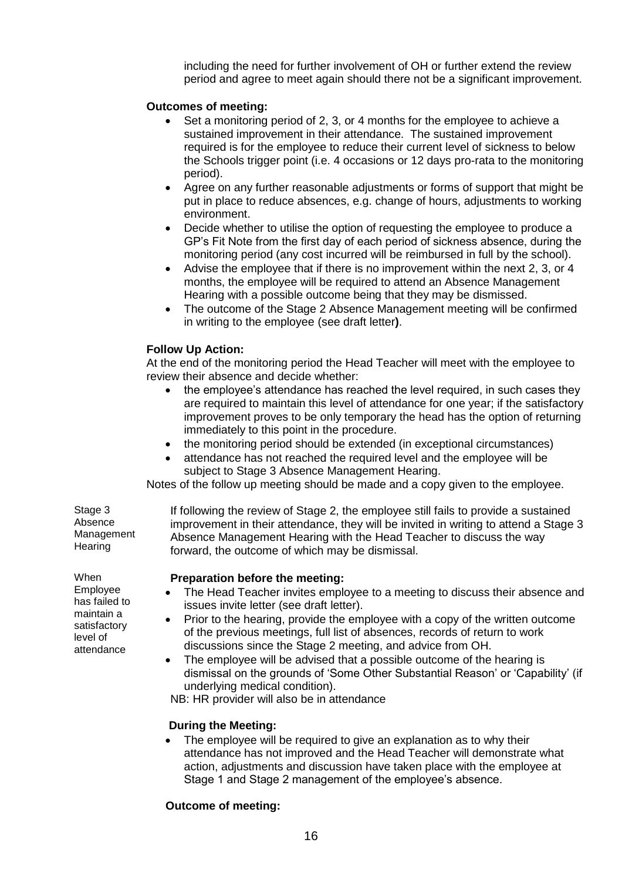including the need for further involvement of OH or further extend the review period and agree to meet again should there not be a significant improvement.

**Outcomes of meeting:**

- Set a monitoring period of 2, 3, or 4 months for the employee to achieve a sustained improvement in their attendance. The sustained improvement required is for the employee to reduce their current level of sickness to below the Schools trigger point (i.e. 4 occasions or 12 days pro-rata to the monitoring period).
- Agree on any further reasonable adjustments or forms of support that might be put in place to reduce absences, e.g. change of hours, adjustments to working environment.
- Decide whether to utilise the option of requesting the employee to produce a GP's Fit Note from the first day of each period of sickness absence, during the monitoring period (any cost incurred will be reimbursed in full by the school).
- Advise the employee that if there is no improvement within the next 2, 3, or 4 months, the employee will be required to attend an Absence Management Hearing with a possible outcome being that they may be dismissed.
- The outcome of the Stage 2 Absence Management meeting will be confirmed in writing to the employee (see draft letter**)**.

**Follow Up Action:**

At the end of the monitoring period the Head Teacher will meet with the employee to review their absence and decide whether:

- the employee's attendance has reached the level required, in such cases they are required to maintain this level of attendance for one year; if the satisfactory improvement proves to be only temporary the head has the option of returning immediately to this point in the procedure.
- the monitoring period should be extended (in exceptional circumstances)
- attendance has not reached the required level and the employee will be subject to Stage 3 Absence Management Hearing.

Notes of the follow up meeting should be made and a copy given to the employee.

Stage 3 Absence Management Hearing

If following the review of Stage 2, the employee still fails to provide a sustained improvement in their attendance, they will be invited in writing to attend a Stage 3 Absence Management Hearing with the Head Teacher to discuss the way forward, the outcome of which may be dismissal.

When Employee has failed to maintain a satisfactory level of attendance

**Preparation before the meeting:**

- The Head Teacher invites employee to a meeting to discuss their absence and issues invite letter (see draft letter).
- Prior to the hearing, provide the employee with a copy of the written outcome of the previous meetings, full list of absences, records of return to work discussions since the Stage 2 meeting, and advice from OH.
- The employee will be advised that a possible outcome of the hearing is dismissal on the grounds of 'Some Other Substantial Reason' or 'Capability' (if underlying medical condition).

NB: HR provider will also be in attendance

**During the Meeting:**

- The employee will be required to give an explanation as to why their attendance has not improved and the Head Teacher will demonstrate what action, adjustments and discussion have taken place with the employee at Stage 1 and Stage 2 management of the employee's absence.

**Outcome of meeting:**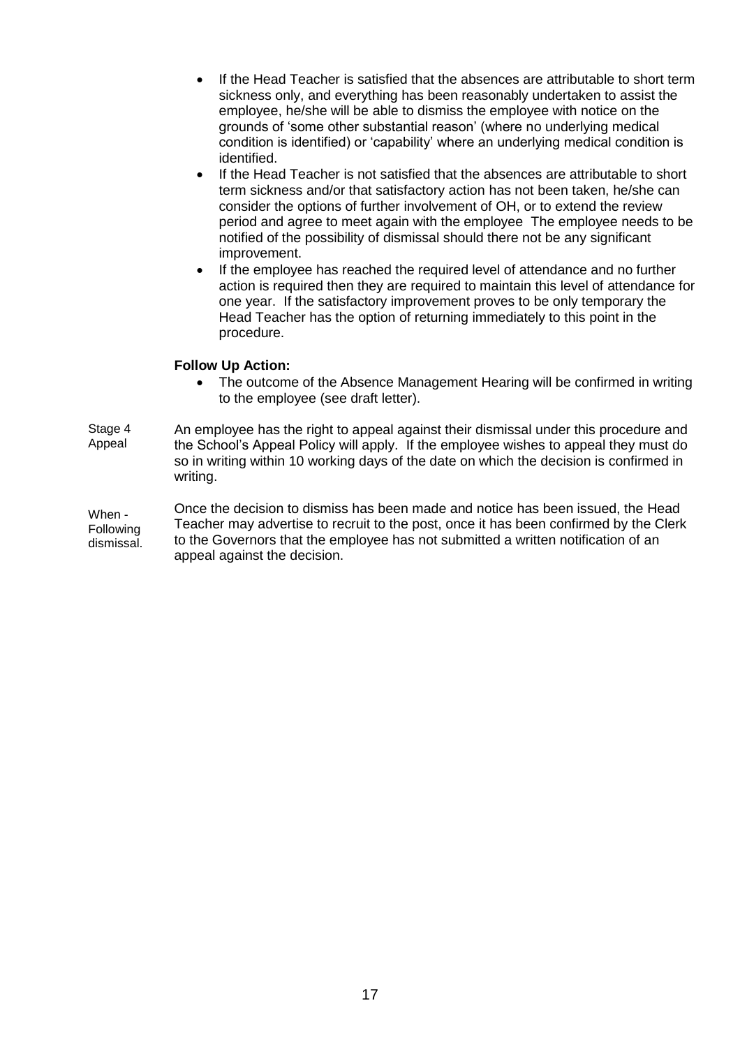- If the Head Teacher is satisfied that the absences are attributable to short term sickness only, and everything has been reasonably undertaken to assist the employee, he/she will be able to dismiss the employee with notice on the grounds of 'some other substantial reason' (where no underlying medical condition is identified) or 'capability' where an underlying medical condition is identified.
- If the Head Teacher is not satisfied that the absences are attributable to short term sickness and/or that satisfactory action has not been taken, he/she can consider the options of further involvement of OH, or to extend the review period and agree to meet again with the employee The employee needs to be notified of the possibility of dismissal should there not be any significant improvement.
- If the employee has reached the required level of attendance and no further action is required then they are required to maintain this level of attendance for one year. If the satisfactory improvement proves to be only temporary the Head Teacher has the option of returning immediately to this point in the procedure.

**Follow Up Action:**

- The outcome of the Absence Management Hearing will be confirmed in writing to the employee (see draft letter).

Stage 4 Appeal

An employee has the right to appeal against their dismissal under this procedure and the School's Appeal Policy will apply. If the employee wishes to appeal they must do so in writing within 10 working days of the date on which the decision is confirmed in writing.

When - Following dismissal.

Once the decision to dismiss has been made and notice has been issued, the Head Teacher may advertise to recruit to the post, once it has been confirmed by the Clerk to the Governors that the employee has not submitted a written notification of an appeal against the decision.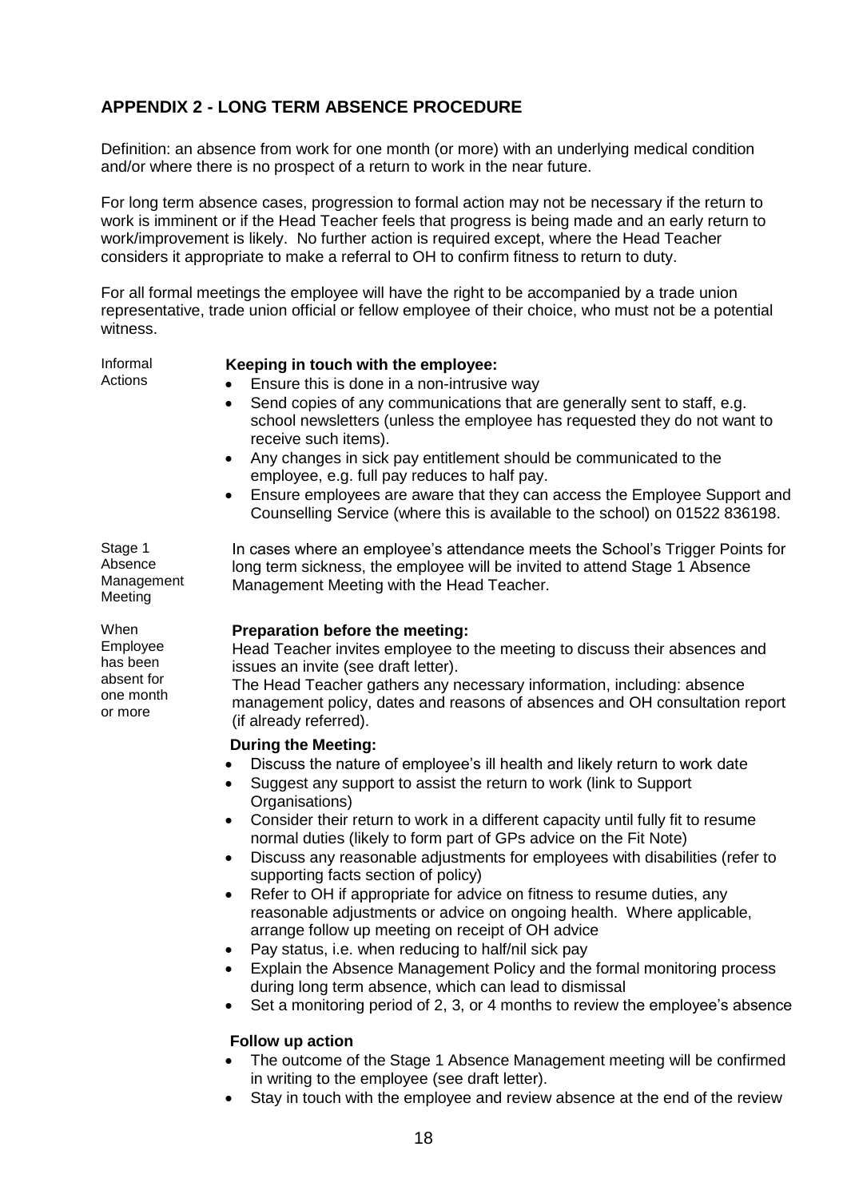## APPENDIX 2 - LONG TERM ABSENCE PROCEDURE

Definition: an absence from work for one month (or more) with an underlying medical condition and/or where there is no prospect of a return to work in the near future.

For long term absence cases, progression to formal action may not be necessary if the return to work is imminent or if the Head Teacher feels that progress is being made and an early return to work/improvement is likely. No further action is required except, where the Head Teacher considers it appropriate to make a referral to OH to confirm fitness to return to duty.

For all formal meetings the employee will have the right to be accompanied by a trade union representative, trade union official or fellow employee of their choice, who must not be a potential witness.

Informal Actions

**Keeping in touch with the employee:**

- Ensure this is done in a non-intrusive way
- Send copies of any communications that are generally sent to staff, e.g. school newsletters (unless the employee has requested they do not want to receive such items).
- Any changes in sick pay entitlement should be communicated to the employee, e.g. full pay reduces to half pay.
- Ensure employees are aware that they can access the Employee Support and Counselling Service (where this is available to the school) on 01522 836198.

Stage 1 Absence Management Meeting

In cases where an employee's attendance meets the School's Trigger Points for long term sickness, the employee will be invited to attend Stage 1 Absence Management Meeting with the Head Teacher.

When Employee has been absent for one month or more

**Preparation before the meeting:**

Head Teacher invites employee to the meeting to discuss their absences and issues an invite (see draft letter).

The Head Teacher gathers any necessary information, including: absence management policy, dates and reasons of absences and OH consultation report (if already referred).

**During the Meeting:**

- Discuss the nature of employee's ill health and likely return to work date
- Suggest any support to assist the return to work (link to Support Organisations)
- Consider their return to work in a different capacity until fully fit to resume normal duties (likely to form part of GPs advice on the Fit Note)
- Discuss any reasonable adjustments for employees with disabilities (refer to supporting facts section of policy)
- Refer to OH if appropriate for advice on fitness to resume duties, any reasonable adjustments or advice on ongoing health. Where applicable, arrange follow up meeting on receipt of OH advice
- Pay status, i.e. when reducing to half/nil sick pay
- Explain the Absence Management Policy and the formal monitoring process during long term absence, which can lead to dismissal
- Set a monitoring period of 2, 3, or 4 months to review the employee's absence

**Follow up action**

- The outcome of the Stage 1 Absence Management meeting will be confirmed in writing to the employee (see draft letter).
- Stay in touch with the employee and review absence at the end of the review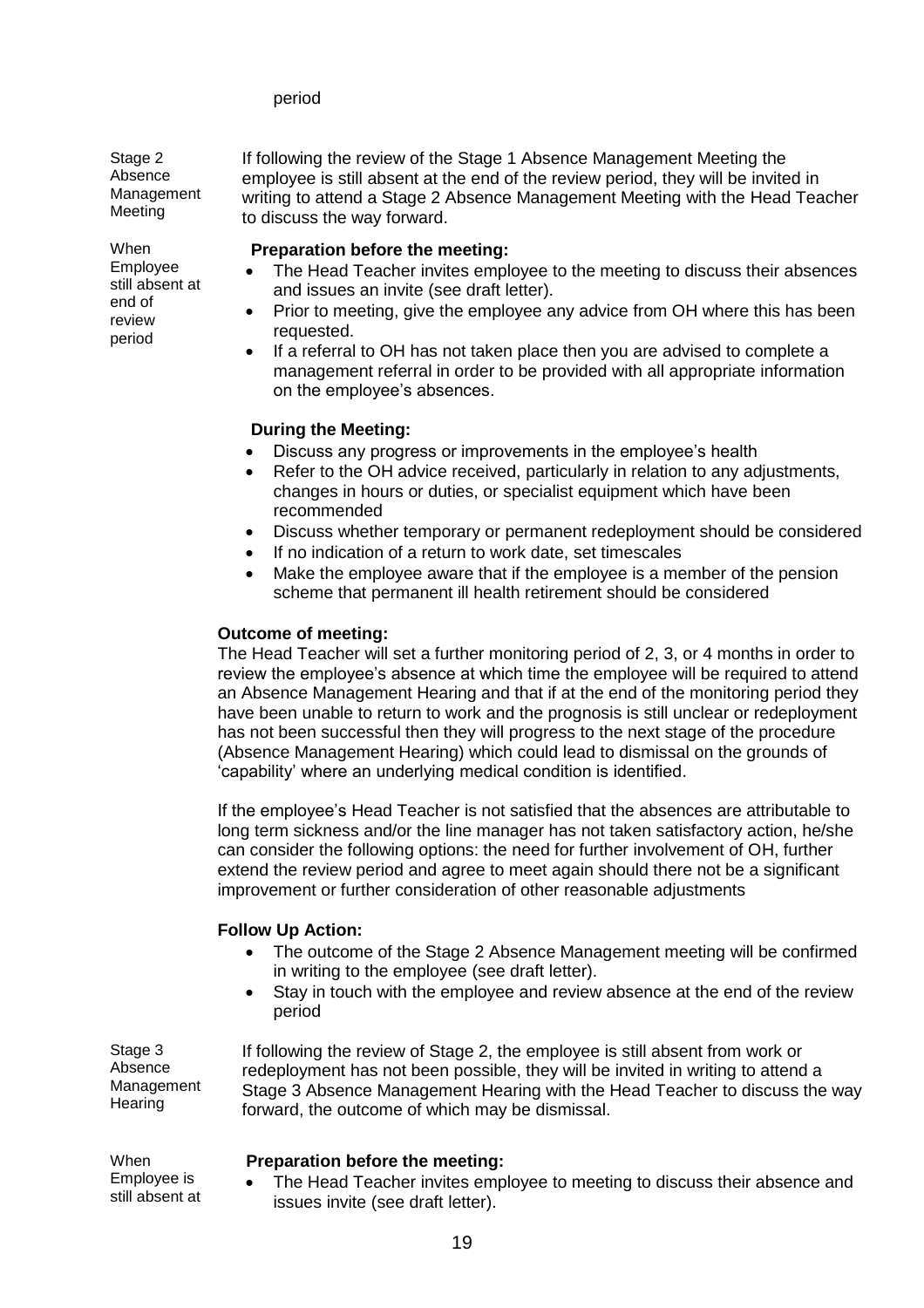period

Stage 2 Absence Management Meeting

When Employee still absent at end of review period

If following the review of the Stage 1 Absence Management Meeting the employee is still absent at the end of the review period, they will be invited in writing to attend a Stage 2 Absence Management Meeting with the Head Teacher to discuss the way forward.

**Preparation before the meeting:**

- The Head Teacher invites employee to the meeting to discuss their absences and issues an invite (see draft letter).
- Prior to meeting, give the employee any advice from OH where this has been requested.
- If a referral to OH has not taken place then you are advised to complete a management referral in order to be provided with all appropriate information on the employee's absences.

**During the Meeting:**

- Discuss any progress or improvements in the employee's health
- Refer to the OH advice received, particularly in relation to any adjustments, changes in hours or duties, or specialist equipment which have been recommended
- Discuss whether temporary or permanent redeployment should be considered
- If no indication of a return to work date, set timescales
- Make the employee aware that if the employee is a member of the pension scheme that permanent ill health retirement should be considered

**Outcome of meeting:**

The Head Teacher will set a further monitoring period of 2, 3, or 4 months in order to review the employee's absence at which time the employee will be required to attend an Absence Management Hearing and that if at the end of the monitoring period they have been unable to return to work and the prognosis is still unclear or redeployment has not been successful then they will progress to the next stage of the procedure (Absence Management Hearing) which could lead to dismissal on the grounds of 'capability' where an underlying medical condition is identified.

If the employee's Head Teacher is not satisfied that the absences are attributable to long term sickness and/or the line manager has not taken satisfactory action, he/she can consider the following options: the need for further involvement of OH, further extend the review period and agree to meet again should there not be a significant improvement or further consideration of other reasonable adjustments

**Follow Up Action:**

- The outcome of the Stage 2 Absence Management meeting will be confirmed in writing to the employee (see draft letter).
- Stay in touch with the employee and review absence at the end of the review period

Stage 3 Absence Management Hearing

If following the review of Stage 2, the employee is still absent from work or redeployment has not been possible, they will be invited in writing to attend a Stage 3 Absence Management Hearing with the Head Teacher to discuss the way forward, the outcome of which may be dismissal.

When Employee is still absent at

**Preparation before the meeting:**

- The Head Teacher invites employee to meeting to discuss their absence and issues invite (see draft letter).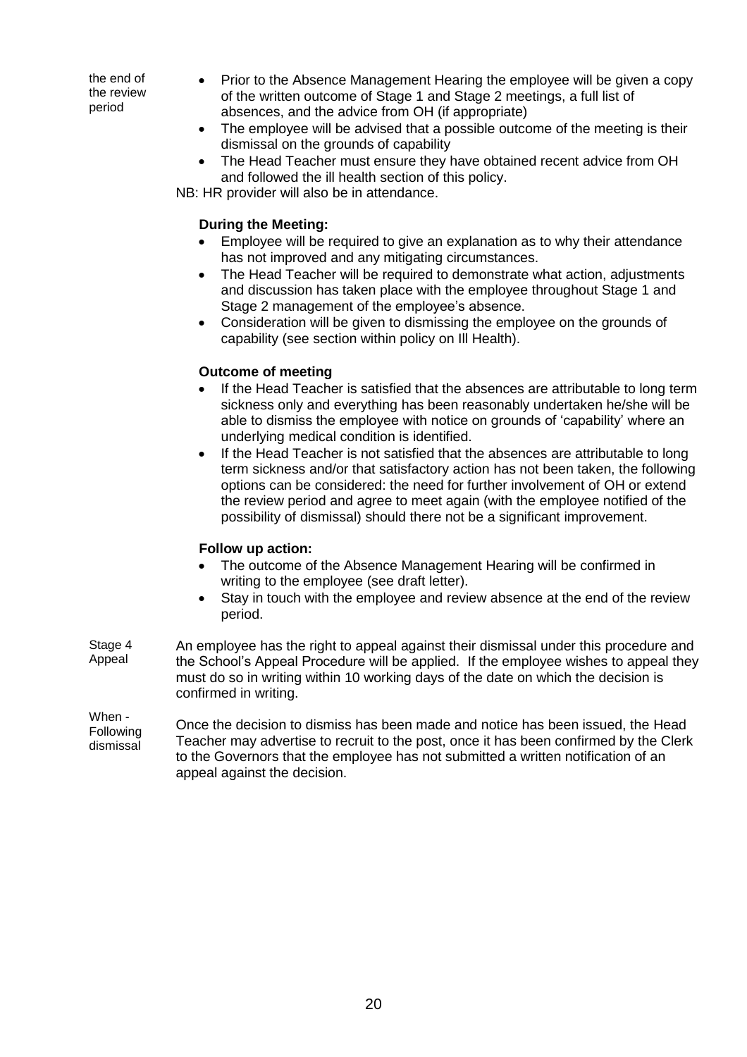the end of the review period

- Prior to the Absence Management Hearing the employee will be given a copy of the written outcome of Stage 1 and Stage 2 meetings, a full list of absences, and the advice from OH (if appropriate)
- The employee will be advised that a possible outcome of the meeting is their dismissal on the grounds of capability
- The Head Teacher must ensure they have obtained recent advice from OH and followed the ill health section of this policy.

NB: HR provider will also be in attendance.

**During the Meeting:**

- Employee will be required to give an explanation as to why their attendance has not improved and any mitigating circumstances.
- The Head Teacher will be required to demonstrate what action, adjustments and discussion has taken place with the employee throughout Stage 1 and Stage 2 management of the employee's absence.
- Consideration will be given to dismissing the employee on the grounds of capability (see section within policy on Ill Health).

**Outcome of meeting**

- If the Head Teacher is satisfied that the absences are attributable to long term sickness only and everything has been reasonably undertaken he/she will be able to dismiss the employee with notice on grounds of 'capability' where an underlying medical condition is identified.
- If the Head Teacher is not satisfied that the absences are attributable to long term sickness and/or that satisfactory action has not been taken, the following options can be considered: the need for further involvement of OH or extend the review period and agree to meet again (with the employee notified of the possibility of dismissal) should there not be a significant improvement.

**Follow up action:**

- The outcome of the Absence Management Hearing will be confirmed in writing to the employee (see draft letter).
- Stay in touch with the employee and review absence at the end of the review period.

Stage 4 Appeal

An employee has the right to appeal against their dismissal under this procedure and the School's Appeal Procedure will be applied. If the employee wishes to appeal they must do so in writing within 10 working days of the date on which the decision is confirmed in writing.

When - Following dismissal

Once the decision to dismiss has been made and notice has been issued, the Head Teacher may advertise to recruit to the post, once it has been confirmed by the Clerk to the Governors that the employee has not submitted a written notification of an appeal against the decision.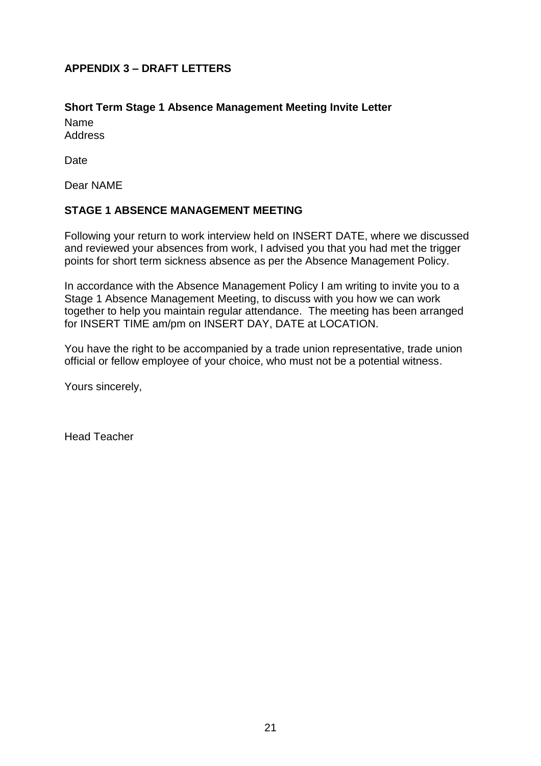## APPENDIX 3 – DRAFT LETTERS

### Short Term Stage 1 Absence Management Meeting Invite Letter

Name
Address

Date

Dear NAME

**STAGE 1 ABSENCE MANAGEMENT MEETING**

Following your return to work interview held on INSERT DATE, where we discussed and reviewed your absences from work, I advised you that you had met the trigger points for short term sickness absence as per the Absence Management Policy.

In accordance with the Absence Management Policy I am writing to invite you to a Stage 1 Absence Management Meeting, to discuss with you how we can work together to help you maintain regular attendance. The meeting has been arranged for INSERT TIME am/pm on INSERT DAY, DATE at LOCATION.

You have the right to be accompanied by a trade union representative, trade union official or fellow employee of your choice, who must not be a potential witness.

Yours sincerely,

Head Teacher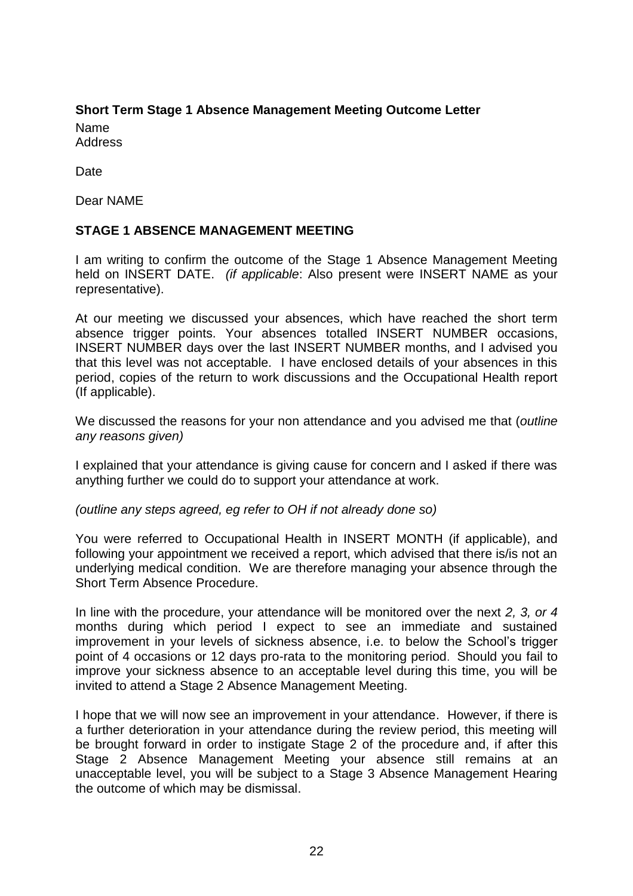**Short Term Stage 1 Absence Management Meeting Outcome Letter**

Name
Address

Date

Dear NAME

**STAGE 1 ABSENCE MANAGEMENT MEETING**

I am writing to confirm the outcome of the Stage 1 Absence Management Meeting held on INSERT DATE. *(if applicable*: Also present were INSERT NAME as your representative).

At our meeting we discussed your absences, which have reached the short term absence trigger points. Your absences totalled INSERT NUMBER occasions, INSERT NUMBER days over the last INSERT NUMBER months, and I advised you that this level was not acceptable. I have enclosed details of your absences in this period, copies of the return to work discussions and the Occupational Health report (If applicable).

We discussed the reasons for your non attendance and you advised me that (*outline any reasons given)*

I explained that your attendance is giving cause for concern and I asked if there was anything further we could do to support your attendance at work.

*(outline any steps agreed, eg refer to OH if not already done so)*

You were referred to Occupational Health in INSERT MONTH (if applicable), and following your appointment we received a report, which advised that there is/is not an underlying medical condition. We are therefore managing your absence through the Short Term Absence Procedure.

In line with the procedure, your attendance will be monitored over the next *2, 3, or 4* months during which period I expect to see an immediate and sustained improvement in your levels of sickness absence, i.e. to below the School's trigger point of 4 occasions or 12 days pro-rata to the monitoring period. Should you fail to improve your sickness absence to an acceptable level during this time, you will be invited to attend a Stage 2 Absence Management Meeting.

I hope that we will now see an improvement in your attendance. However, if there is a further deterioration in your attendance during the review period, this meeting will be brought forward in order to instigate Stage 2 of the procedure and, if after this Stage 2 Absence Management Meeting your absence still remains at an unacceptable level, you will be subject to a Stage 3 Absence Management Hearing the outcome of which may be dismissal.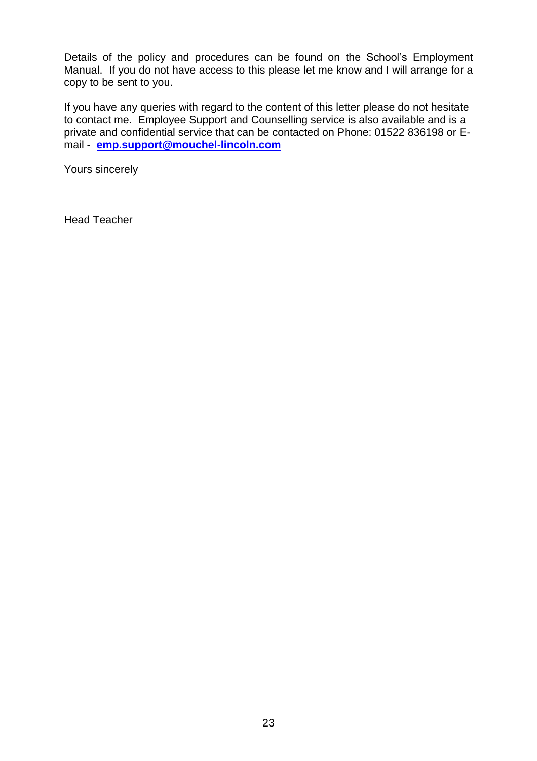Details of the policy and procedures can be found on the School's Employment Manual. If you do not have access to this please let me know and I will arrange for a copy to be sent to you.

If you have any queries with regard to the content of this letter please do not hesitate to contact me. Employee Support and Counselling service is also available and is a private and confidential service that can be contacted on Phone: 01522 836198 or E-mail - **emp.support@mouchel-lincoln.com**

Yours sincerely

Head Teacher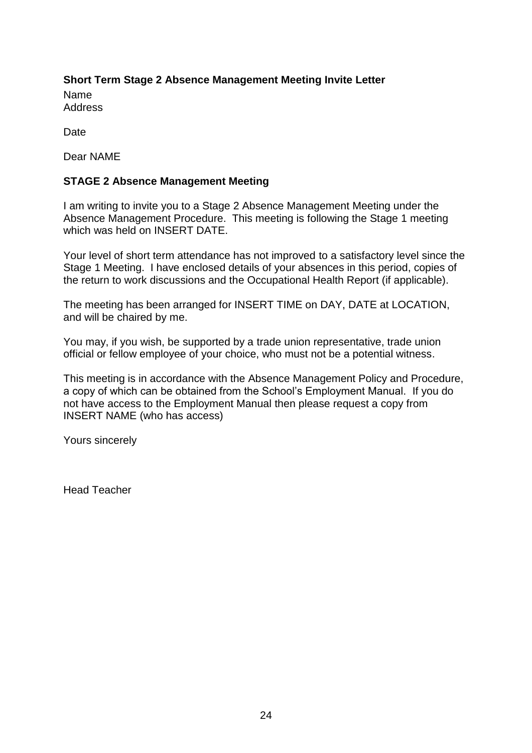**Short Term Stage 2 Absence Management Meeting Invite Letter**

Name
Address

Date

Dear NAME

**STAGE 2 Absence Management Meeting**

I am writing to invite you to a Stage 2 Absence Management Meeting under the Absence Management Procedure. This meeting is following the Stage 1 meeting which was held on INSERT DATE.

Your level of short term attendance has not improved to a satisfactory level since the Stage 1 Meeting. I have enclosed details of your absences in this period, copies of the return to work discussions and the Occupational Health Report (if applicable).

The meeting has been arranged for INSERT TIME on DAY, DATE at LOCATION, and will be chaired by me.

You may, if you wish, be supported by a trade union representative, trade union official or fellow employee of your choice, who must not be a potential witness.

This meeting is in accordance with the Absence Management Policy and Procedure, a copy of which can be obtained from the School's Employment Manual. If you do not have access to the Employment Manual then please request a copy from INSERT NAME (who has access)

Yours sincerely

Head Teacher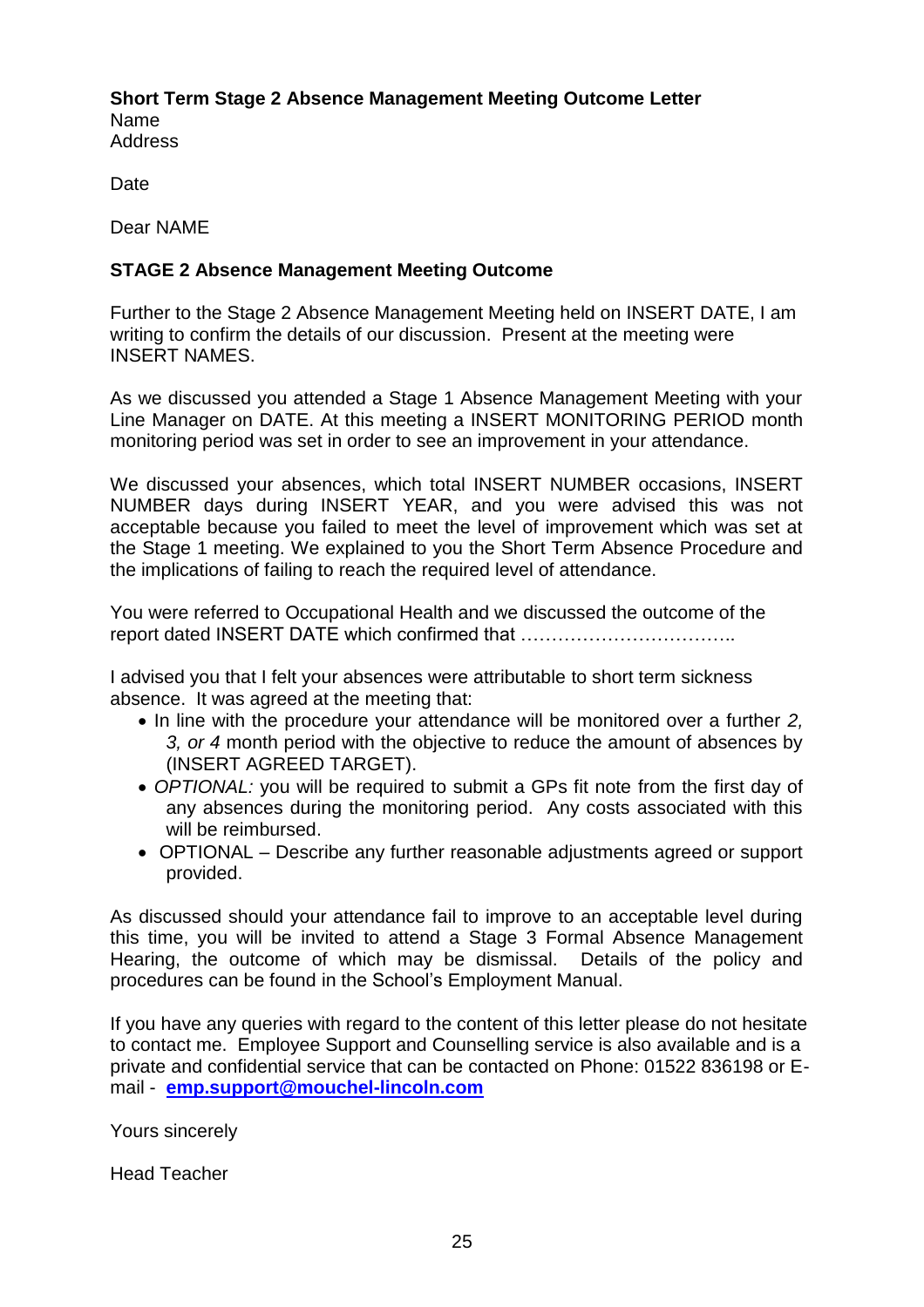**Short Term Stage 2 Absence Management Meeting Outcome Letter**
Name
Address

Date

Dear NAME

**STAGE 2 Absence Management Meeting Outcome**

Further to the Stage 2 Absence Management Meeting held on INSERT DATE, I am writing to confirm the details of our discussion. Present at the meeting were INSERT NAMES.

As we discussed you attended a Stage 1 Absence Management Meeting with your Line Manager on DATE. At this meeting a INSERT MONITORING PERIOD month monitoring period was set in order to see an improvement in your attendance.

We discussed your absences, which total INSERT NUMBER occasions, INSERT NUMBER days during INSERT YEAR, and you were advised this was not acceptable because you failed to meet the level of improvement which was set at the Stage 1 meeting. We explained to you the Short Term Absence Procedure and the implications of failing to reach the required level of attendance.

You were referred to Occupational Health and we discussed the outcome of the report dated INSERT DATE which confirmed that ……………………………..

I advised you that I felt your absences were attributable to short term sickness absence. It was agreed at the meeting that:

- In line with the procedure your attendance will be monitored over a further *2, 3, or 4* month period with the objective to reduce the amount of absences by (INSERT AGREED TARGET).
- *OPTIONAL:* you will be required to submit a GPs fit note from the first day of any absences during the monitoring period. Any costs associated with this will be reimbursed.
- OPTIONAL – Describe any further reasonable adjustments agreed or support provided.

As discussed should your attendance fail to improve to an acceptable level during this time, you will be invited to attend a Stage 3 Formal Absence Management Hearing, the outcome of which may be dismissal. Details of the policy and procedures can be found in the School's Employment Manual.

If you have any queries with regard to the content of this letter please do not hesitate to contact me. Employee Support and Counselling service is also available and is a private and confidential service that can be contacted on Phone: 01522 836198 or E-mail - **emp.support@mouchel-lincoln.com**

Yours sincerely

Head Teacher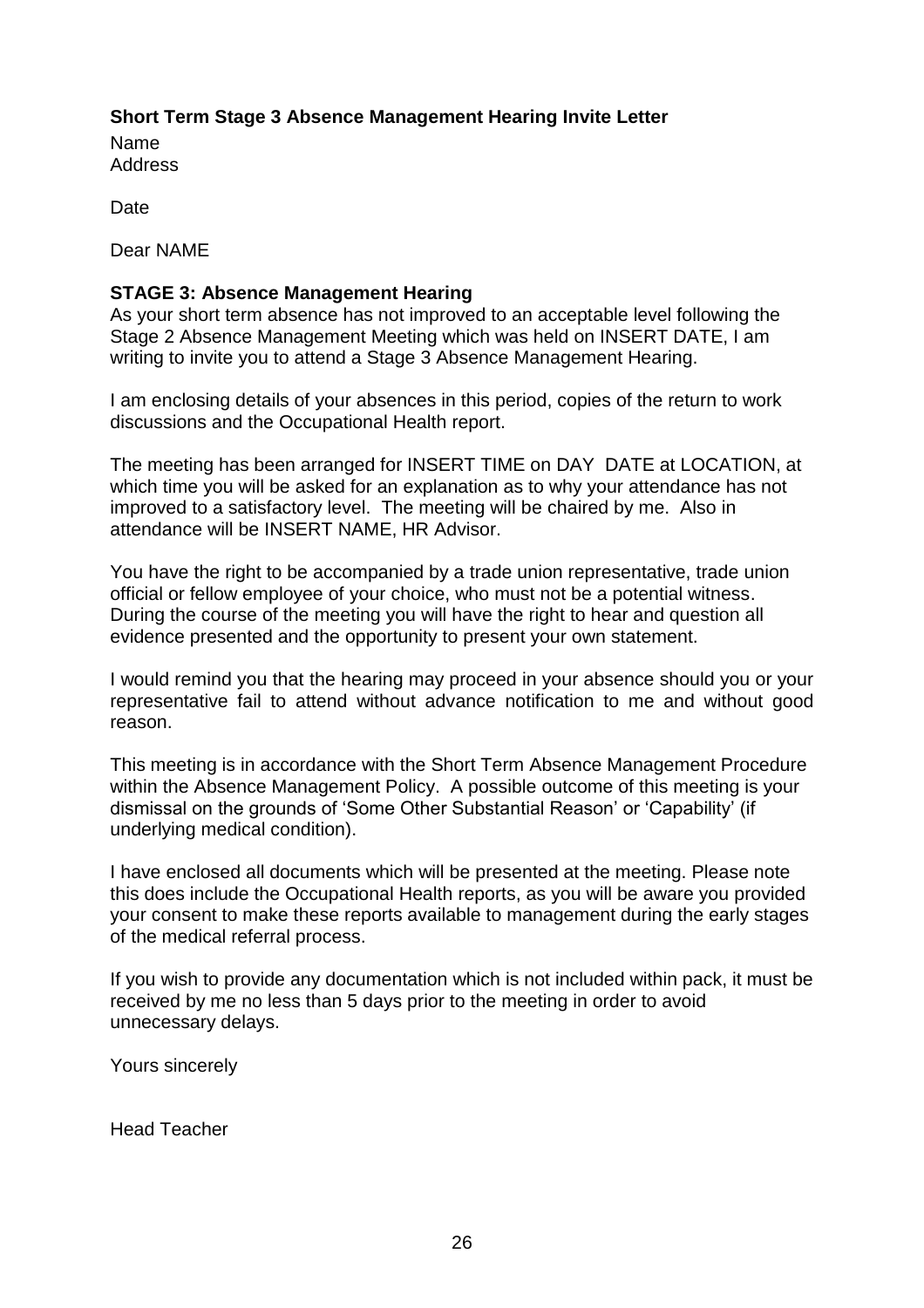**Short Term Stage 3 Absence Management Hearing Invite Letter**

Name
Address

Date

Dear NAME

**STAGE 3: Absence Management Hearing**

As your short term absence has not improved to an acceptable level following the Stage 2 Absence Management Meeting which was held on INSERT DATE, I am writing to invite you to attend a Stage 3 Absence Management Hearing.

I am enclosing details of your absences in this period, copies of the return to work discussions and the Occupational Health report.

The meeting has been arranged for INSERT TIME on DAY DATE at LOCATION, at which time you will be asked for an explanation as to why your attendance has not improved to a satisfactory level. The meeting will be chaired by me. Also in attendance will be INSERT NAME, HR Advisor.

You have the right to be accompanied by a trade union representative, trade union official or fellow employee of your choice, who must not be a potential witness. During the course of the meeting you will have the right to hear and question all evidence presented and the opportunity to present your own statement.

I would remind you that the hearing may proceed in your absence should you or your representative fail to attend without advance notification to me and without good reason.

This meeting is in accordance with the Short Term Absence Management Procedure within the Absence Management Policy. A possible outcome of this meeting is your dismissal on the grounds of 'Some Other Substantial Reason' or 'Capability' (if underlying medical condition).

I have enclosed all documents which will be presented at the meeting. Please note this does include the Occupational Health reports, as you will be aware you provided your consent to make these reports available to management during the early stages of the medical referral process.

If you wish to provide any documentation which is not included within pack, it must be received by me no less than 5 days prior to the meeting in order to avoid unnecessary delays.

Yours sincerely

Head Teacher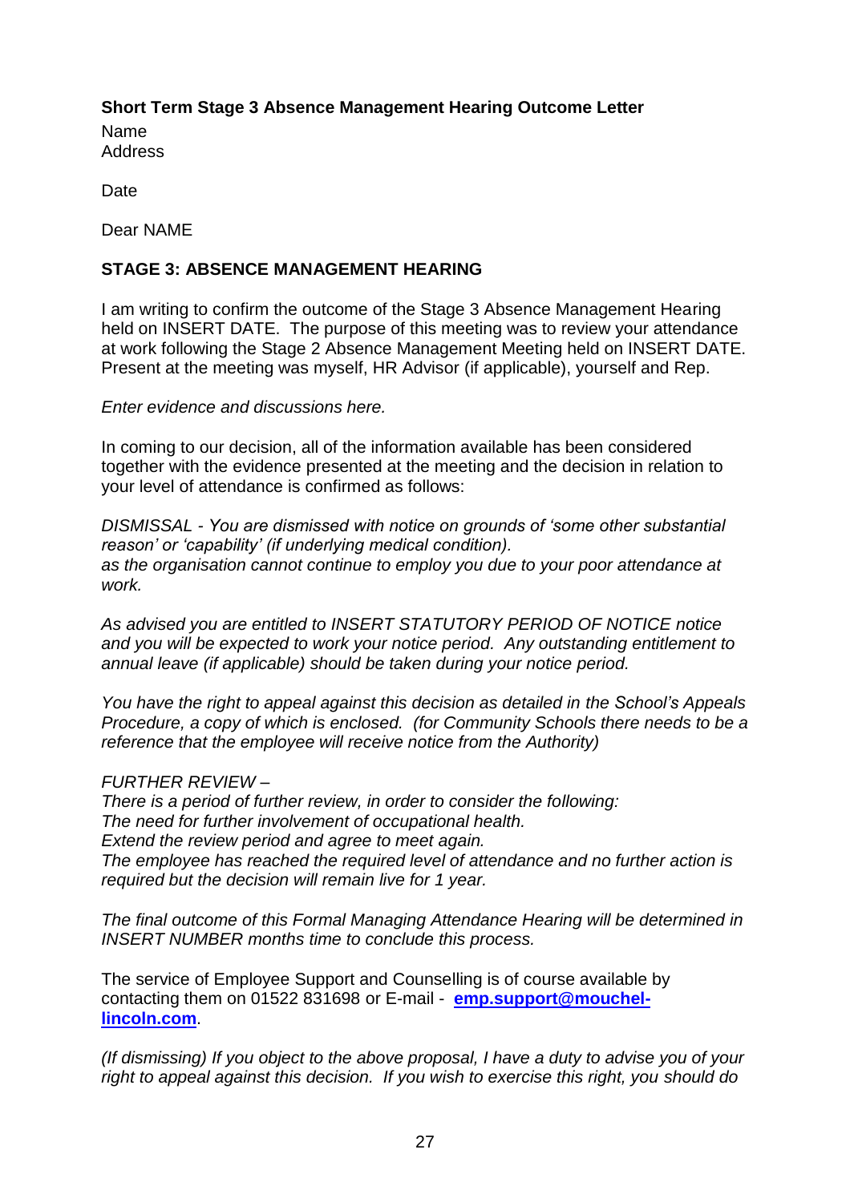**Short Term Stage 3 Absence Management Hearing Outcome Letter**

Name
Address

Date

Dear NAME

**STAGE 3: ABSENCE MANAGEMENT HEARING**

I am writing to confirm the outcome of the Stage 3 Absence Management Hearing held on INSERT DATE. The purpose of this meeting was to review your attendance at work following the Stage 2 Absence Management Meeting held on INSERT DATE. Present at the meeting was myself, HR Advisor (if applicable), yourself and Rep.

*Enter evidence and discussions here.*

In coming to our decision, all of the information available has been considered together with the evidence presented at the meeting and the decision in relation to your level of attendance is confirmed as follows:

*DISMISSAL - You are dismissed with notice on grounds of 'some other substantial reason' or 'capability' (if underlying medical condition).*
*as the organisation cannot continue to employ you due to your poor attendance at work.*

*As advised you are entitled to INSERT STATUTORY PERIOD OF NOTICE notice and you will be expected to work your notice period. Any outstanding entitlement to annual leave (if applicable) should be taken during your notice period.*

*You have the right to appeal against this decision as detailed in the School's Appeals Procedure, a copy of which is enclosed. (for Community Schools there needs to be a reference that the employee will receive notice from the Authority)*

*FURTHER REVIEW –*
*There is a period of further review, in order to consider the following:*
*The need for further involvement of occupational health.*
*Extend the review period and agree to meet again.*
*The employee has reached the required level of attendance and no further action is required but the decision will remain live for 1 year.*

*The final outcome of this Formal Managing Attendance Hearing will be determined in INSERT NUMBER months time to conclude this process.*

The service of Employee Support and Counselling is of course available by contacting them on 01522 831698 or E-mail - **emp.support@mouchel-lincoln.com**.

*(If dismissing) If you object to the above proposal, I have a duty to advise you of your right to appeal against this decision. If you wish to exercise this right, you should do*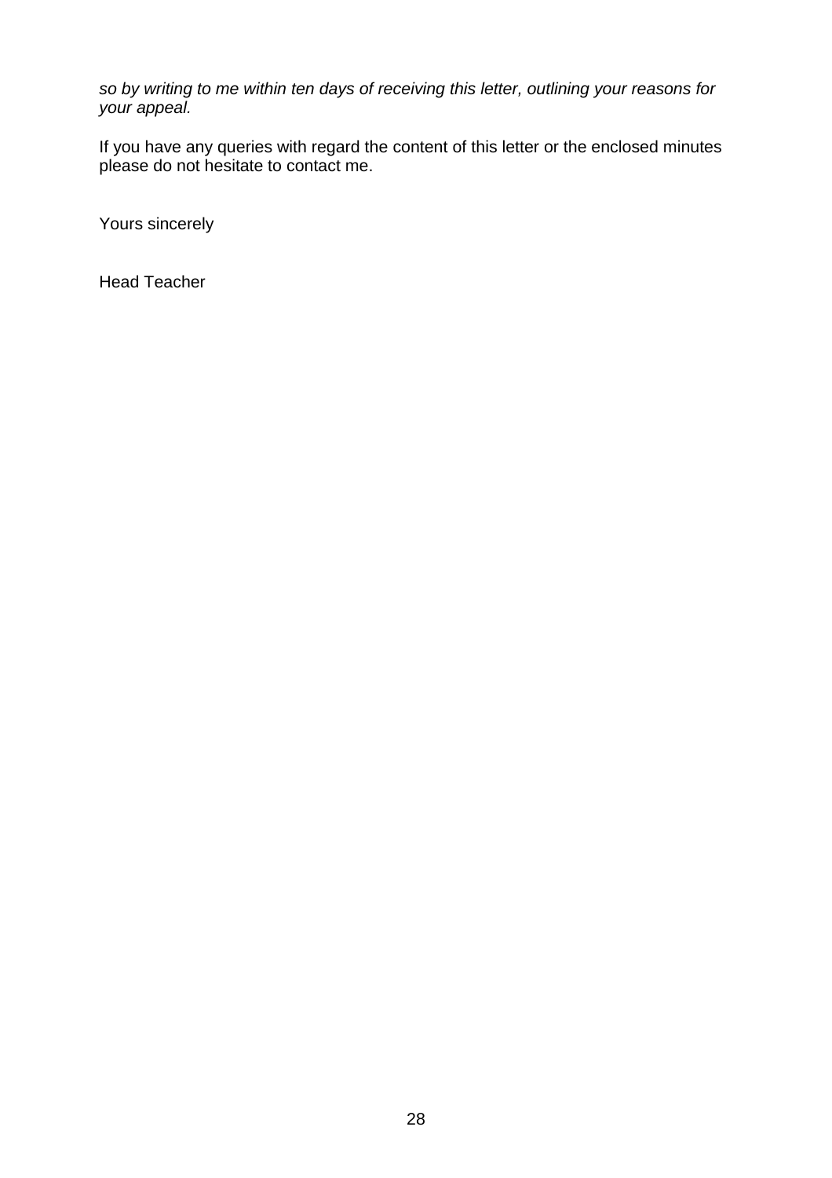*so by writing to me within ten days of receiving this letter, outlining your reasons for your appeal.*

If you have any queries with regard the content of this letter or the enclosed minutes please do not hesitate to contact me.

Yours sincerely

Head Teacher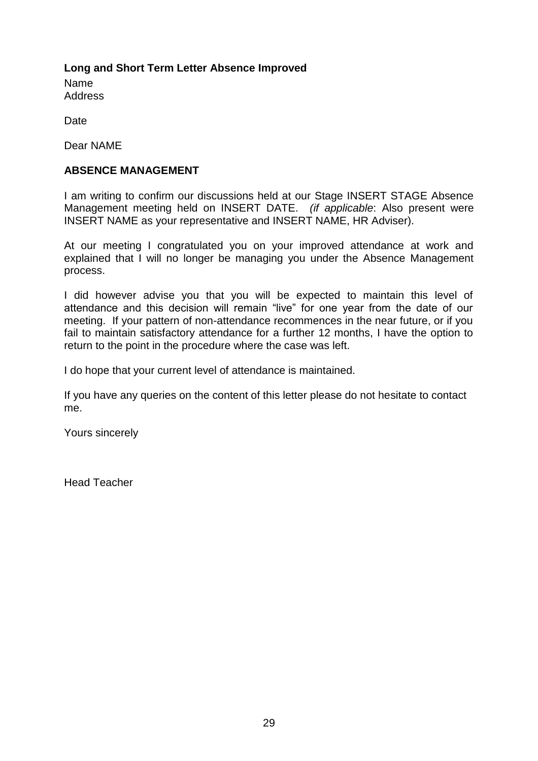**Long and Short Term Letter Absence Improved**

Name
Address

Date

Dear NAME

**ABSENCE MANAGEMENT**

I am writing to confirm our discussions held at our Stage INSERT STAGE Absence Management meeting held on INSERT DATE. *(if applicable*: Also present were INSERT NAME as your representative and INSERT NAME, HR Adviser).

At our meeting I congratulated you on your improved attendance at work and explained that I will no longer be managing you under the Absence Management process.

I did however advise you that you will be expected to maintain this level of attendance and this decision will remain "live" for one year from the date of our meeting. If your pattern of non-attendance recommences in the near future, or if you fail to maintain satisfactory attendance for a further 12 months, I have the option to return to the point in the procedure where the case was left.

I do hope that your current level of attendance is maintained.

If you have any queries on the content of this letter please do not hesitate to contact me.

Yours sincerely

Head Teacher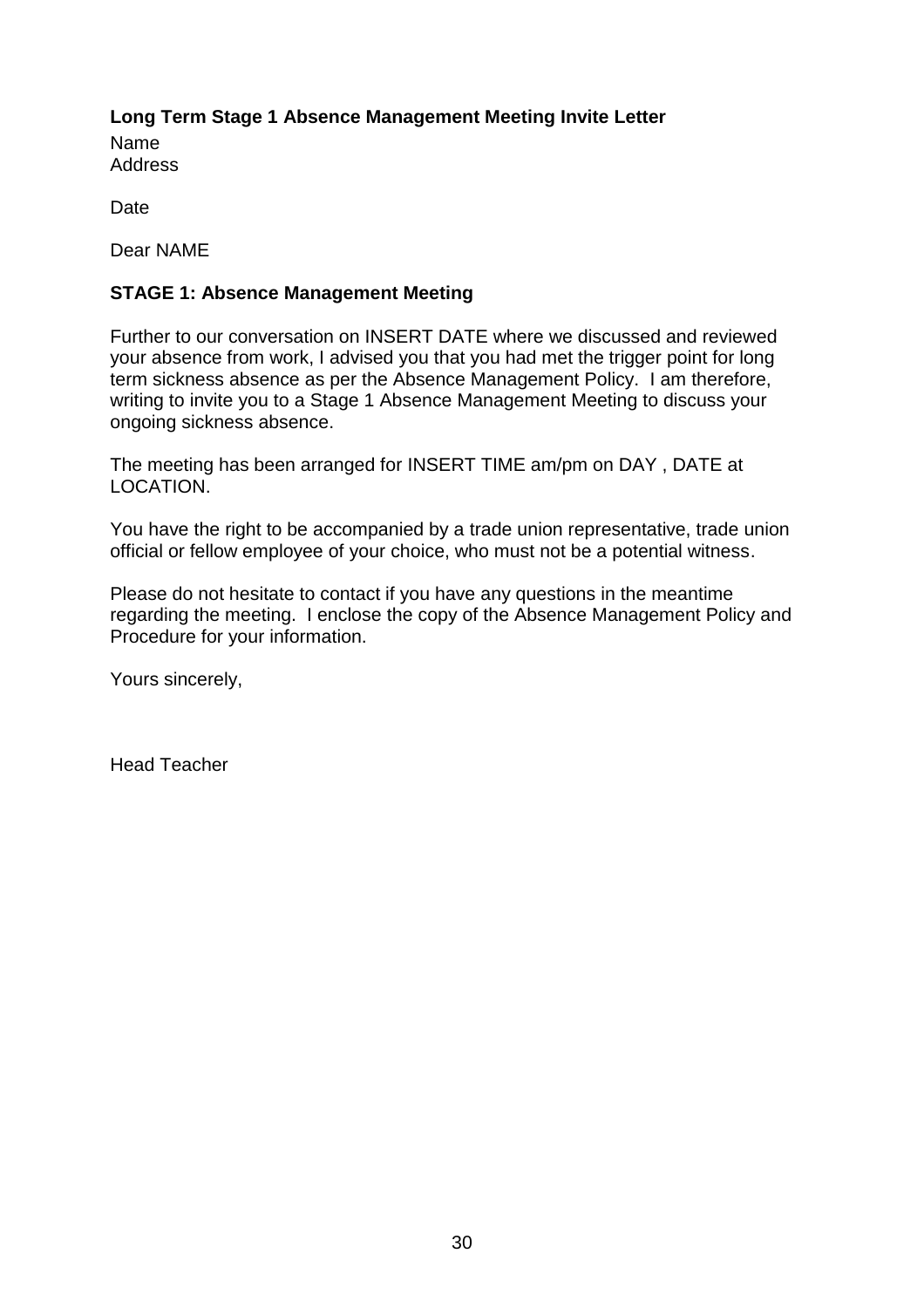**Long Term Stage 1 Absence Management Meeting Invite Letter**

Name
Address

Date

Dear NAME

**STAGE 1: Absence Management Meeting**

Further to our conversation on INSERT DATE where we discussed and reviewed your absence from work, I advised you that you had met the trigger point for long term sickness absence as per the Absence Management Policy. I am therefore, writing to invite you to a Stage 1 Absence Management Meeting to discuss your ongoing sickness absence.

The meeting has been arranged for INSERT TIME am/pm on DAY , DATE at LOCATION.

You have the right to be accompanied by a trade union representative, trade union official or fellow employee of your choice, who must not be a potential witness.

Please do not hesitate to contact if you have any questions in the meantime regarding the meeting. I enclose the copy of the Absence Management Policy and Procedure for your information.

Yours sincerely,

Head Teacher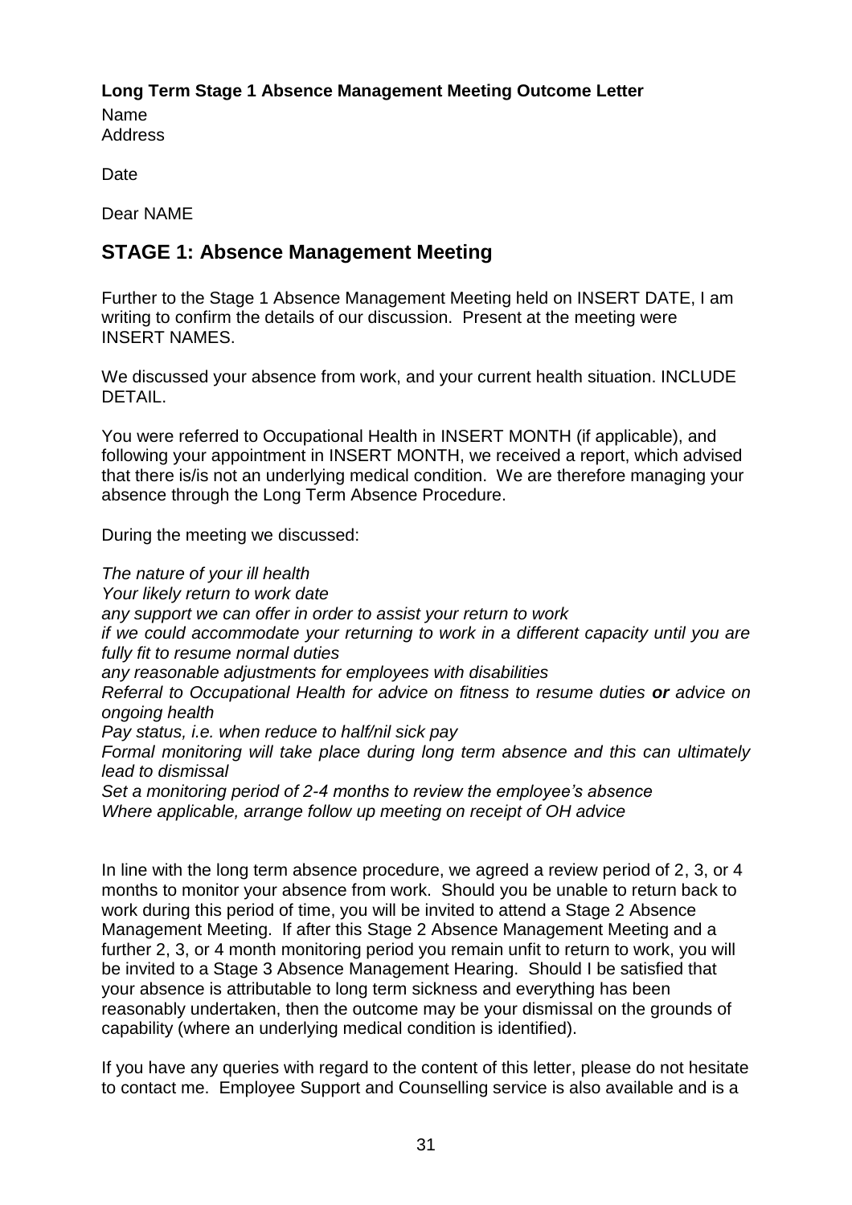**Long Term Stage 1 Absence Management Meeting Outcome Letter**

Name
Address

Date

Dear NAME

## STAGE 1: Absence Management Meeting

Further to the Stage 1 Absence Management Meeting held on INSERT DATE, I am writing to confirm the details of our discussion. Present at the meeting were INSERT NAMES.

We discussed your absence from work, and your current health situation. INCLUDE DETAIL.

You were referred to Occupational Health in INSERT MONTH (if applicable), and following your appointment in INSERT MONTH, we received a report, which advised that there is/is not an underlying medical condition. We are therefore managing your absence through the Long Term Absence Procedure.

During the meeting we discussed:

*The nature of your ill health*
*Your likely return to work date*
*any support we can offer in order to assist your return to work*
*if we could accommodate your returning to work in a different capacity until you are fully fit to resume normal duties*
*any reasonable adjustments for employees with disabilities*
*Referral to Occupational Health for advice on fitness to resume duties* ***or*** *advice on ongoing health*
*Pay status, i.e. when reduce to half/nil sick pay*
*Formal monitoring will take place during long term absence and this can ultimately lead to dismissal*
*Set a monitoring period of 2-4 months to review the employee's absence*
*Where applicable, arrange follow up meeting on receipt of OH advice*

In line with the long term absence procedure, we agreed a review period of 2, 3, or 4 months to monitor your absence from work. Should you be unable to return back to work during this period of time, you will be invited to attend a Stage 2 Absence Management Meeting. If after this Stage 2 Absence Management Meeting and a further 2, 3, or 4 month monitoring period you remain unfit to return to work, you will be invited to a Stage 3 Absence Management Hearing. Should I be satisfied that your absence is attributable to long term sickness and everything has been reasonably undertaken, then the outcome may be your dismissal on the grounds of capability (where an underlying medical condition is identified).

If you have any queries with regard to the content of this letter, please do not hesitate to contact me. Employee Support and Counselling service is also available and is a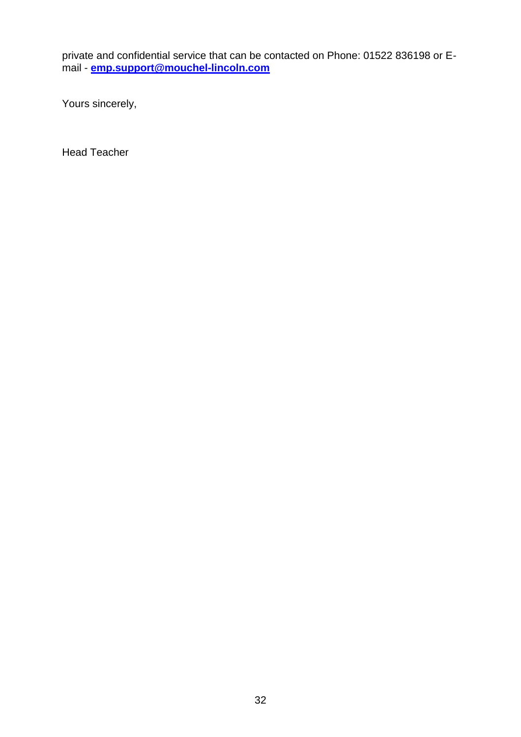private and confidential service that can be contacted on Phone: 01522 836198 or E-mail - **emp.support@mouchel-lincoln.com**

Yours sincerely,

Head Teacher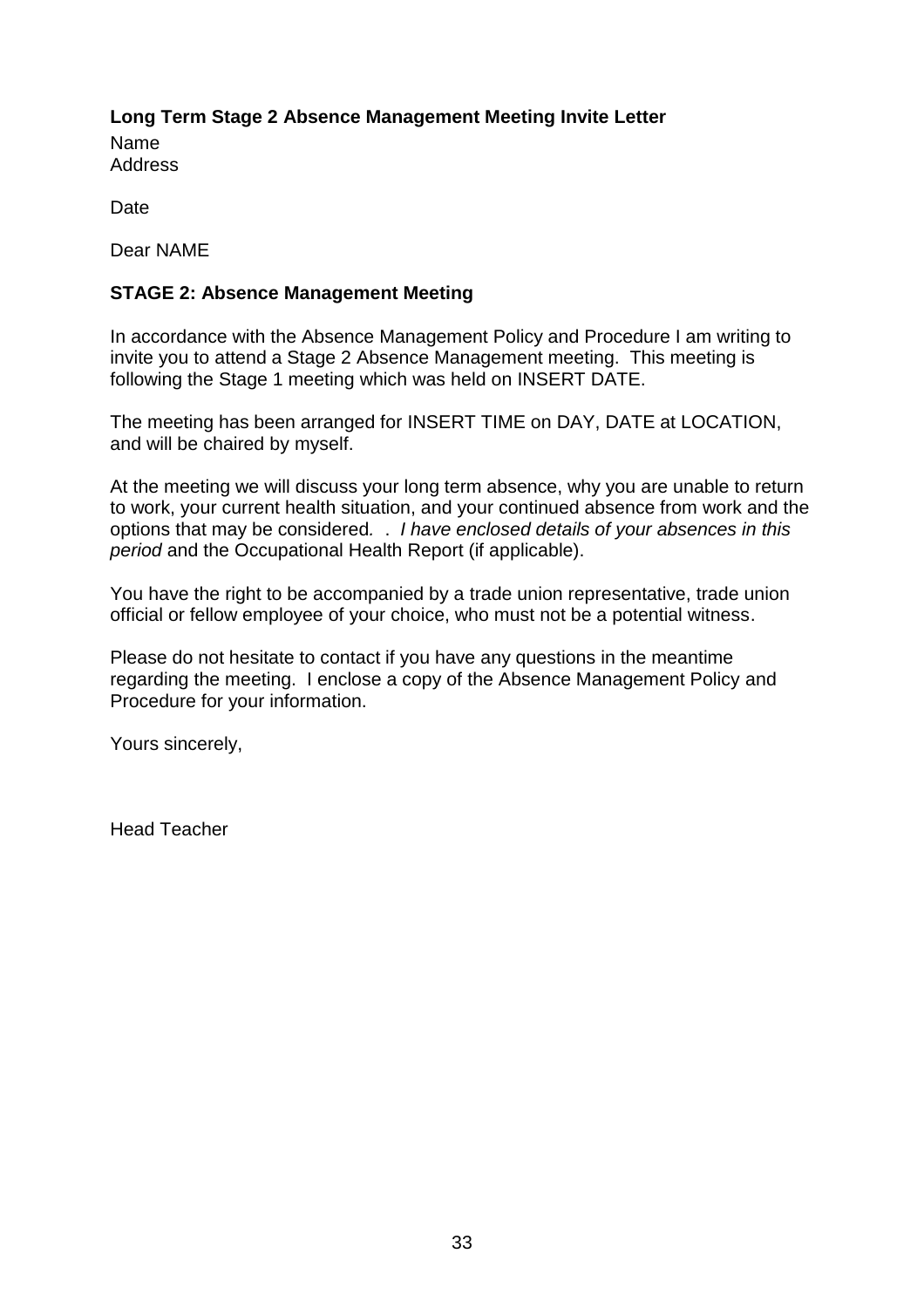**Long Term Stage 2 Absence Management Meeting Invite Letter**

Name
Address

Date

Dear NAME

**STAGE 2: Absence Management Meeting**

In accordance with the Absence Management Policy and Procedure I am writing to invite you to attend a Stage 2 Absence Management meeting. This meeting is following the Stage 1 meeting which was held on INSERT DATE.

The meeting has been arranged for INSERT TIME on DAY, DATE at LOCATION, and will be chaired by myself.

At the meeting we will discuss your long term absence, why you are unable to return to work, your current health situation, and your continued absence from work and the options that may be considered. . *I have enclosed details of your absences in this period* and the Occupational Health Report (if applicable).

You have the right to be accompanied by a trade union representative, trade union official or fellow employee of your choice, who must not be a potential witness.

Please do not hesitate to contact if you have any questions in the meantime regarding the meeting. I enclose a copy of the Absence Management Policy and Procedure for your information.

Yours sincerely,

Head Teacher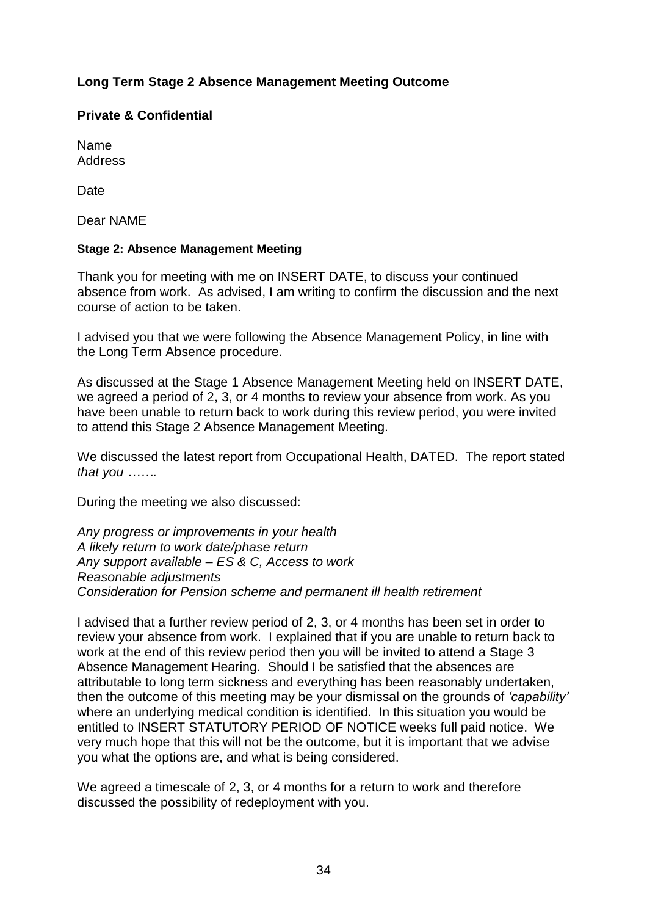**Long Term Stage 2 Absence Management Meeting Outcome**

**Private & Confidential**

Name
Address

Date

Dear NAME

**Stage 2: Absence Management Meeting**

Thank you for meeting with me on INSERT DATE, to discuss your continued absence from work. As advised, I am writing to confirm the discussion and the next course of action to be taken.

I advised you that we were following the Absence Management Policy, in line with the Long Term Absence procedure.

As discussed at the Stage 1 Absence Management Meeting held on INSERT DATE, we agreed a period of 2, 3, or 4 months to review your absence from work. As you have been unable to return back to work during this review period, you were invited to attend this Stage 2 Absence Management Meeting.

We discussed the latest report from Occupational Health, DATED. The report stated *that you …….*

During the meeting we also discussed:

*Any progress or improvements in your health*
*A likely return to work date/phase return*
*Any support available – ES & C, Access to work*
*Reasonable adjustments*
*Consideration for Pension scheme and permanent ill health retirement*

I advised that a further review period of 2, 3, or 4 months has been set in order to review your absence from work. I explained that if you are unable to return back to work at the end of this review period then you will be invited to attend a Stage 3 Absence Management Hearing. Should I be satisfied that the absences are attributable to long term sickness and everything has been reasonably undertaken, then the outcome of this meeting may be your dismissal on the grounds of *'capability'* where an underlying medical condition is identified. In this situation you would be entitled to INSERT STATUTORY PERIOD OF NOTICE weeks full paid notice. We very much hope that this will not be the outcome, but it is important that we advise you what the options are, and what is being considered.

We agreed a timescale of 2, 3, or 4 months for a return to work and therefore discussed the possibility of redeployment with you.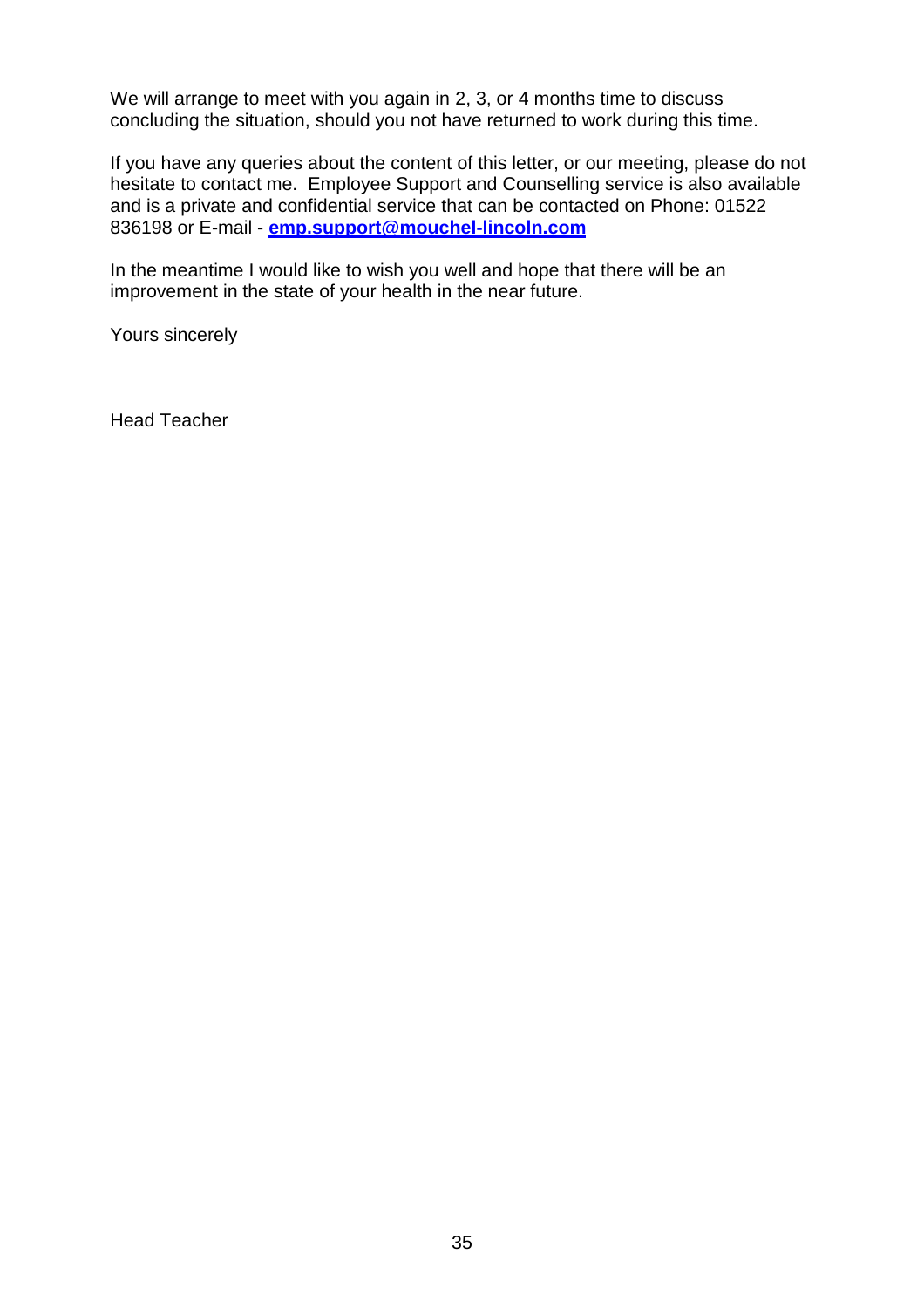We will arrange to meet with you again in 2, 3, or 4 months time to discuss concluding the situation, should you not have returned to work during this time.

If you have any queries about the content of this letter, or our meeting, please do not hesitate to contact me. Employee Support and Counselling service is also available and is a private and confidential service that can be contacted on Phone: 01522 836198 or E-mail - **emp.support@mouchel-lincoln.com**

In the meantime I would like to wish you well and hope that there will be an improvement in the state of your health in the near future.

Yours sincerely

Head Teacher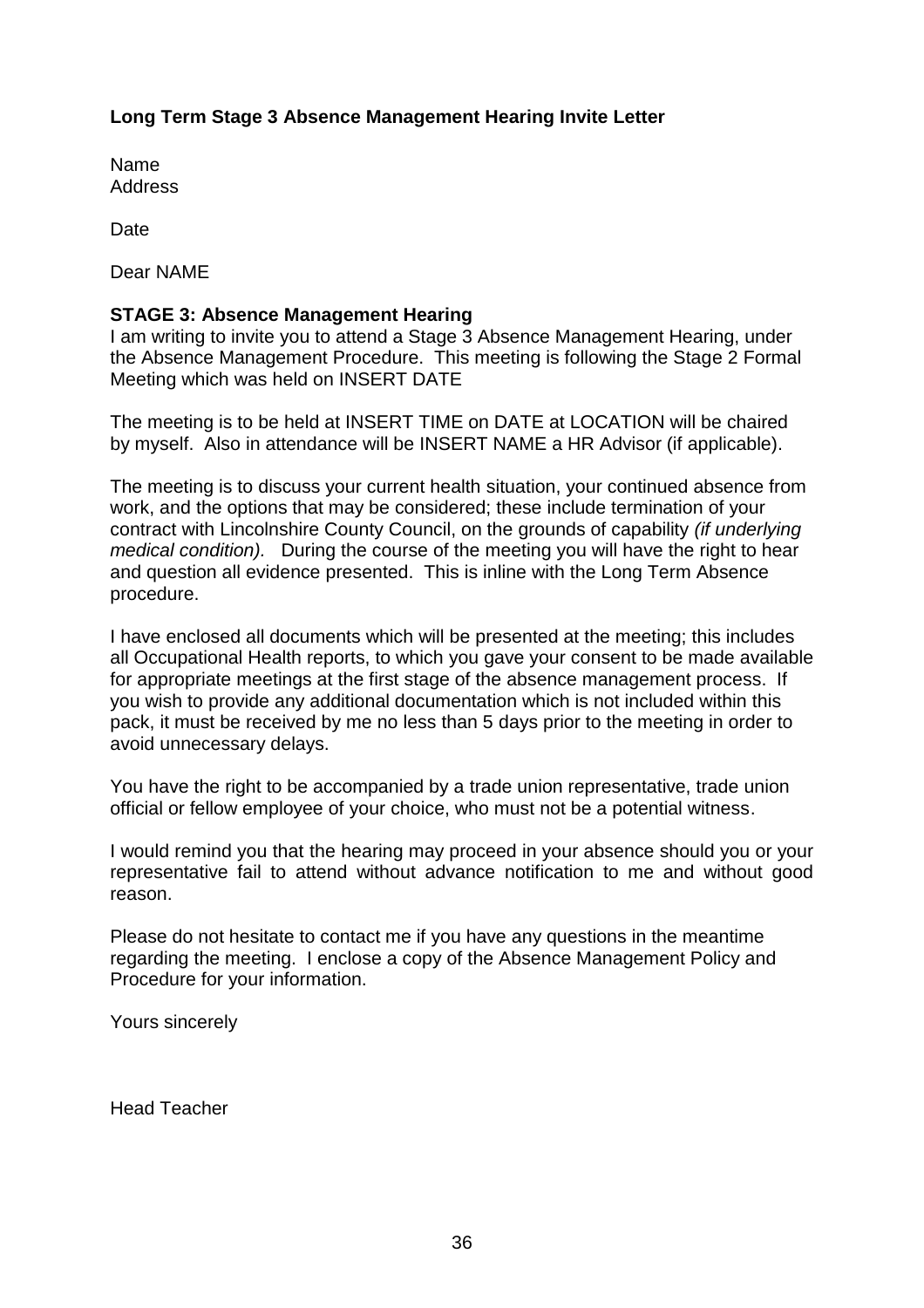**Long Term Stage 3 Absence Management Hearing Invite Letter**

Name
Address

Date

Dear NAME

**STAGE 3: Absence Management Hearing**
I am writing to invite you to attend a Stage 3 Absence Management Hearing, under the Absence Management Procedure. This meeting is following the Stage 2 Formal Meeting which was held on INSERT DATE

The meeting is to be held at INSERT TIME on DATE at LOCATION will be chaired by myself. Also in attendance will be INSERT NAME a HR Advisor (if applicable).

The meeting is to discuss your current health situation, your continued absence from work, and the options that may be considered; these include termination of your contract with Lincolnshire County Council, on the grounds of capability *(if underlying medical condition).* During the course of the meeting you will have the right to hear and question all evidence presented. This is inline with the Long Term Absence procedure.

I have enclosed all documents which will be presented at the meeting; this includes all Occupational Health reports, to which you gave your consent to be made available for appropriate meetings at the first stage of the absence management process. If you wish to provide any additional documentation which is not included within this pack, it must be received by me no less than 5 days prior to the meeting in order to avoid unnecessary delays.

You have the right to be accompanied by a trade union representative, trade union official or fellow employee of your choice, who must not be a potential witness.

I would remind you that the hearing may proceed in your absence should you or your representative fail to attend without advance notification to me and without good reason.

Please do not hesitate to contact me if you have any questions in the meantime regarding the meeting. I enclose a copy of the Absence Management Policy and Procedure for your information.

Yours sincerely

Head Teacher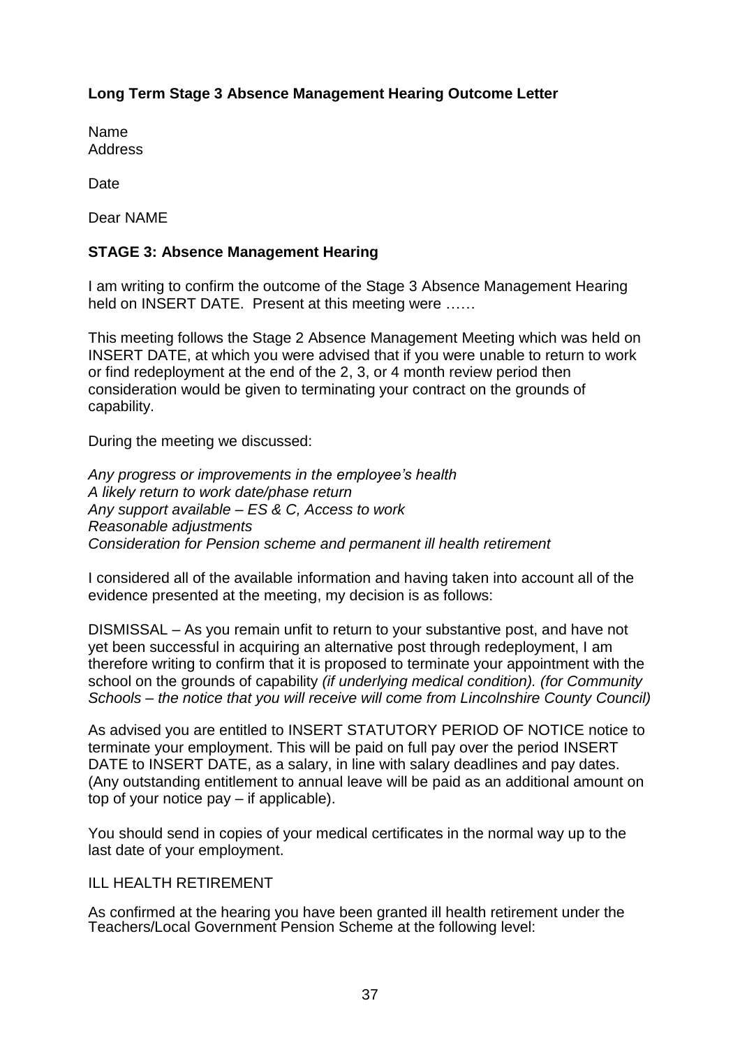**Long Term Stage 3 Absence Management Hearing Outcome Letter**

Name
Address

Date

Dear NAME

**STAGE 3: Absence Management Hearing**

I am writing to confirm the outcome of the Stage 3 Absence Management Hearing held on INSERT DATE. Present at this meeting were ……

This meeting follows the Stage 2 Absence Management Meeting which was held on INSERT DATE, at which you were advised that if you were unable to return to work or find redeployment at the end of the 2, 3, or 4 month review period then consideration would be given to terminating your contract on the grounds of capability.

During the meeting we discussed:

*Any progress or improvements in the employee's health*
*A likely return to work date/phase return*
*Any support available – ES & C, Access to work*
*Reasonable adjustments*
*Consideration for Pension scheme and permanent ill health retirement*

I considered all of the available information and having taken into account all of the evidence presented at the meeting, my decision is as follows:

DISMISSAL – As you remain unfit to return to your substantive post, and have not yet been successful in acquiring an alternative post through redeployment, I am therefore writing to confirm that it is proposed to terminate your appointment with the school on the grounds of capability *(if underlying medical condition). (for Community Schools – the notice that you will receive will come from Lincolnshire County Council)*

As advised you are entitled to INSERT STATUTORY PERIOD OF NOTICE notice to terminate your employment. This will be paid on full pay over the period INSERT DATE to INSERT DATE, as a salary, in line with salary deadlines and pay dates. (Any outstanding entitlement to annual leave will be paid as an additional amount on top of your notice pay – if applicable).

You should send in copies of your medical certificates in the normal way up to the last date of your employment.

ILL HEALTH RETIREMENT

As confirmed at the hearing you have been granted ill health retirement under the Teachers/Local Government Pension Scheme at the following level: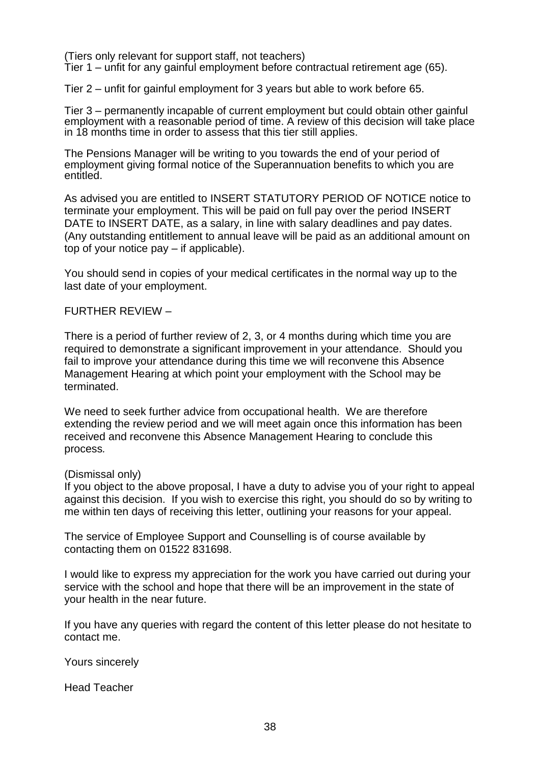(Tiers only relevant for support staff, not teachers)
Tier 1 – unfit for any gainful employment before contractual retirement age (65).

Tier 2 – unfit for gainful employment for 3 years but able to work before 65.

Tier 3 – permanently incapable of current employment but could obtain other gainful employment with a reasonable period of time. A review of this decision will take place in 18 months time in order to assess that this tier still applies.

The Pensions Manager will be writing to you towards the end of your period of employment giving formal notice of the Superannuation benefits to which you are entitled.

As advised you are entitled to INSERT STATUTORY PERIOD OF NOTICE notice to terminate your employment. This will be paid on full pay over the period INSERT DATE to INSERT DATE, as a salary, in line with salary deadlines and pay dates. (Any outstanding entitlement to annual leave will be paid as an additional amount on top of your notice pay – if applicable).

You should send in copies of your medical certificates in the normal way up to the last date of your employment.

FURTHER REVIEW –

There is a period of further review of 2, 3, or 4 months during which time you are required to demonstrate a significant improvement in your attendance. Should you fail to improve your attendance during this time we will reconvene this Absence Management Hearing at which point your employment with the School may be terminated.

We need to seek further advice from occupational health. We are therefore extending the review period and we will meet again once this information has been received and reconvene this Absence Management Hearing to conclude this process.

(Dismissal only)
If you object to the above proposal, I have a duty to advise you of your right to appeal against this decision. If you wish to exercise this right, you should do so by writing to me within ten days of receiving this letter, outlining your reasons for your appeal.

The service of Employee Support and Counselling is of course available by contacting them on 01522 831698.

I would like to express my appreciation for the work you have carried out during your service with the school and hope that there will be an improvement in the state of your health in the near future.

If you have any queries with regard the content of this letter please do not hesitate to contact me.

Yours sincerely

Head Teacher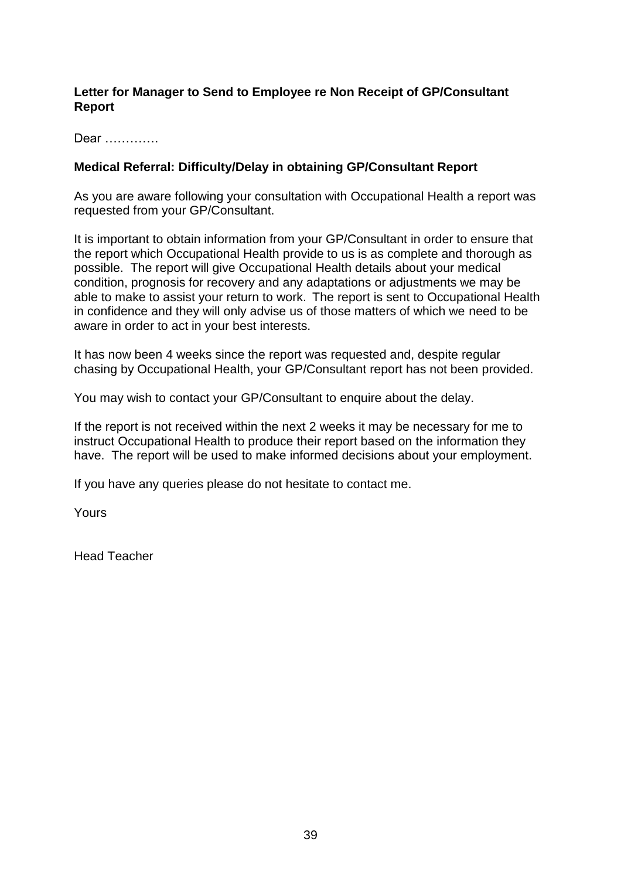**Letter for Manager to Send to Employee re Non Receipt of GP/Consultant Report**

Dear ………….

**Medical Referral: Difficulty/Delay in obtaining GP/Consultant Report**

As you are aware following your consultation with Occupational Health a report was requested from your GP/Consultant.

It is important to obtain information from your GP/Consultant in order to ensure that the report which Occupational Health provide to us is as complete and thorough as possible. The report will give Occupational Health details about your medical condition, prognosis for recovery and any adaptations or adjustments we may be able to make to assist your return to work. The report is sent to Occupational Health in confidence and they will only advise us of those matters of which we need to be aware in order to act in your best interests.

It has now been 4 weeks since the report was requested and, despite regular chasing by Occupational Health, your GP/Consultant report has not been provided.

You may wish to contact your GP/Consultant to enquire about the delay.

If the report is not received within the next 2 weeks it may be necessary for me to instruct Occupational Health to produce their report based on the information they have. The report will be used to make informed decisions about your employment.

If you have any queries please do not hesitate to contact me.

Yours

Head Teacher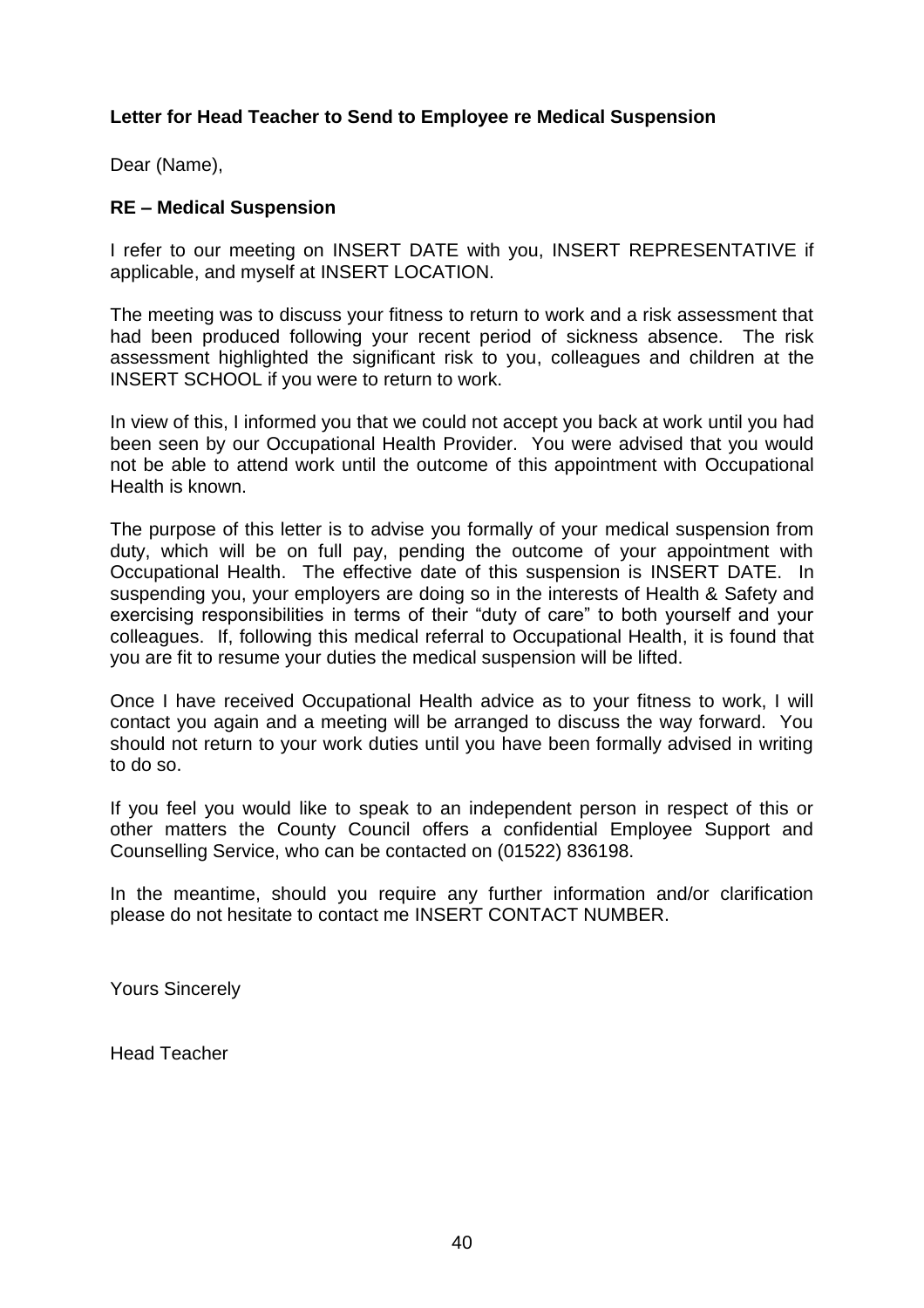**Letter for Head Teacher to Send to Employee re Medical Suspension**

Dear (Name),

**RE – Medical Suspension**

I refer to our meeting on INSERT DATE with you, INSERT REPRESENTATIVE if applicable, and myself at INSERT LOCATION.

The meeting was to discuss your fitness to return to work and a risk assessment that had been produced following your recent period of sickness absence. The risk assessment highlighted the significant risk to you, colleagues and children at the INSERT SCHOOL if you were to return to work.

In view of this, I informed you that we could not accept you back at work until you had been seen by our Occupational Health Provider. You were advised that you would not be able to attend work until the outcome of this appointment with Occupational Health is known.

The purpose of this letter is to advise you formally of your medical suspension from duty, which will be on full pay, pending the outcome of your appointment with Occupational Health. The effective date of this suspension is INSERT DATE. In suspending you, your employers are doing so in the interests of Health & Safety and exercising responsibilities in terms of their "duty of care" to both yourself and your colleagues. If, following this medical referral to Occupational Health, it is found that you are fit to resume your duties the medical suspension will be lifted.

Once I have received Occupational Health advice as to your fitness to work, I will contact you again and a meeting will be arranged to discuss the way forward. You should not return to your work duties until you have been formally advised in writing to do so.

If you feel you would like to speak to an independent person in respect of this or other matters the County Council offers a confidential Employee Support and Counselling Service, who can be contacted on (01522) 836198.

In the meantime, should you require any further information and/or clarification please do not hesitate to contact me INSERT CONTACT NUMBER.

Yours Sincerely

Head Teacher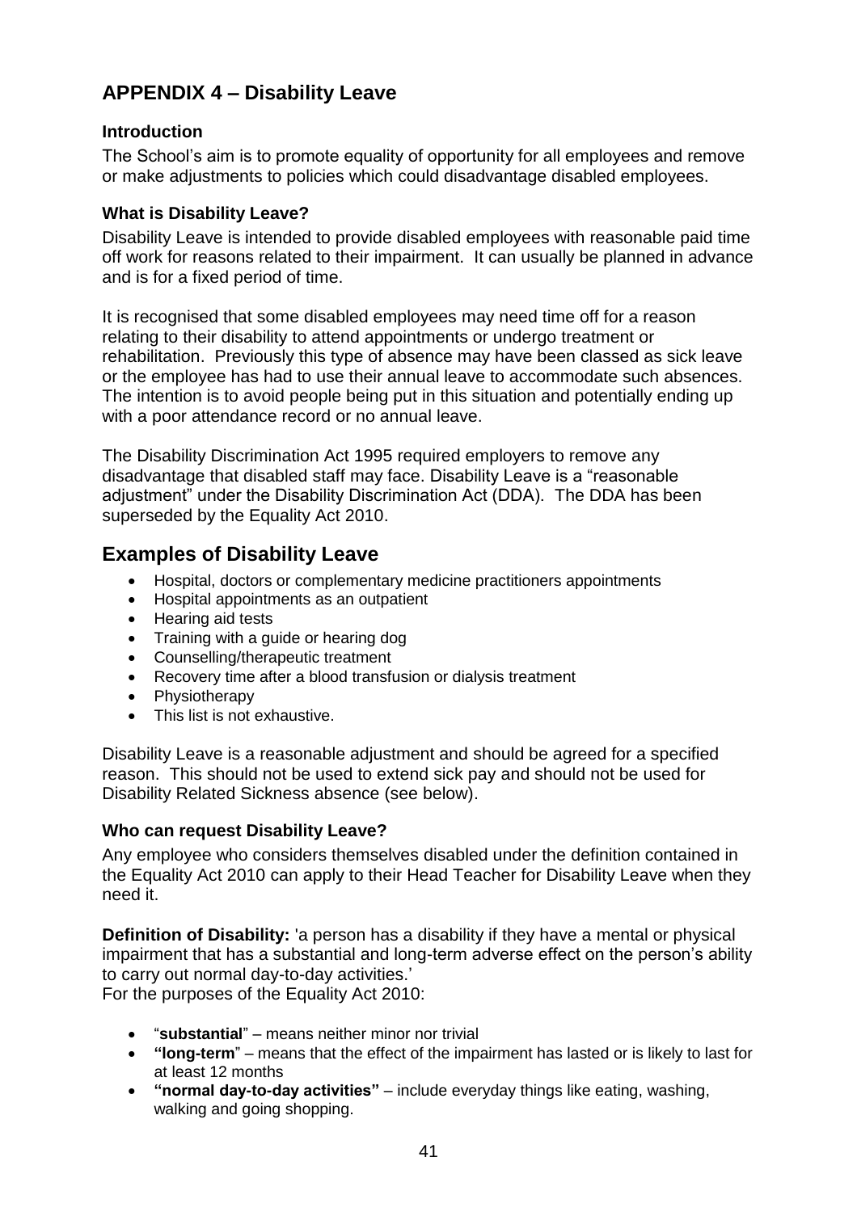## APPENDIX 4 – Disability Leave

### Introduction

The School's aim is to promote equality of opportunity for all employees and remove or make adjustments to policies which could disadvantage disabled employees.

### What is Disability Leave?

Disability Leave is intended to provide disabled employees with reasonable paid time off work for reasons related to their impairment. It can usually be planned in advance and is for a fixed period of time.

It is recognised that some disabled employees may need time off for a reason relating to their disability to attend appointments or undergo treatment or rehabilitation. Previously this type of absence may have been classed as sick leave or the employee has had to use their annual leave to accommodate such absences. The intention is to avoid people being put in this situation and potentially ending up with a poor attendance record or no annual leave.

The Disability Discrimination Act 1995 required employers to remove any disadvantage that disabled staff may face. Disability Leave is a "reasonable adjustment" under the Disability Discrimination Act (DDA). The DDA has been superseded by the Equality Act 2010.

## Examples of Disability Leave

- Hospital, doctors or complementary medicine practitioners appointments
- Hospital appointments as an outpatient
- Hearing aid tests
- Training with a guide or hearing dog
- Counselling/therapeutic treatment
- Recovery time after a blood transfusion or dialysis treatment
- Physiotherapy
- This list is not exhaustive.

Disability Leave is a reasonable adjustment and should be agreed for a specified reason. This should not be used to extend sick pay and should not be used for Disability Related Sickness absence (see below).

### Who can request Disability Leave?

Any employee who considers themselves disabled under the definition contained in the Equality Act 2010 can apply to their Head Teacher for Disability Leave when they need it.

**Definition of Disability:** 'a person has a disability if they have a mental or physical impairment that has a substantial and long-term adverse effect on the person's ability to carry out normal day-to-day activities.'
For the purposes of the Equality Act 2010:

- "**substantial**" – means neither minor nor trivial
- **"long-term**" – means that the effect of the impairment has lasted or is likely to last for at least 12 months
- **"normal day-to-day activities"** – include everyday things like eating, washing, walking and going shopping.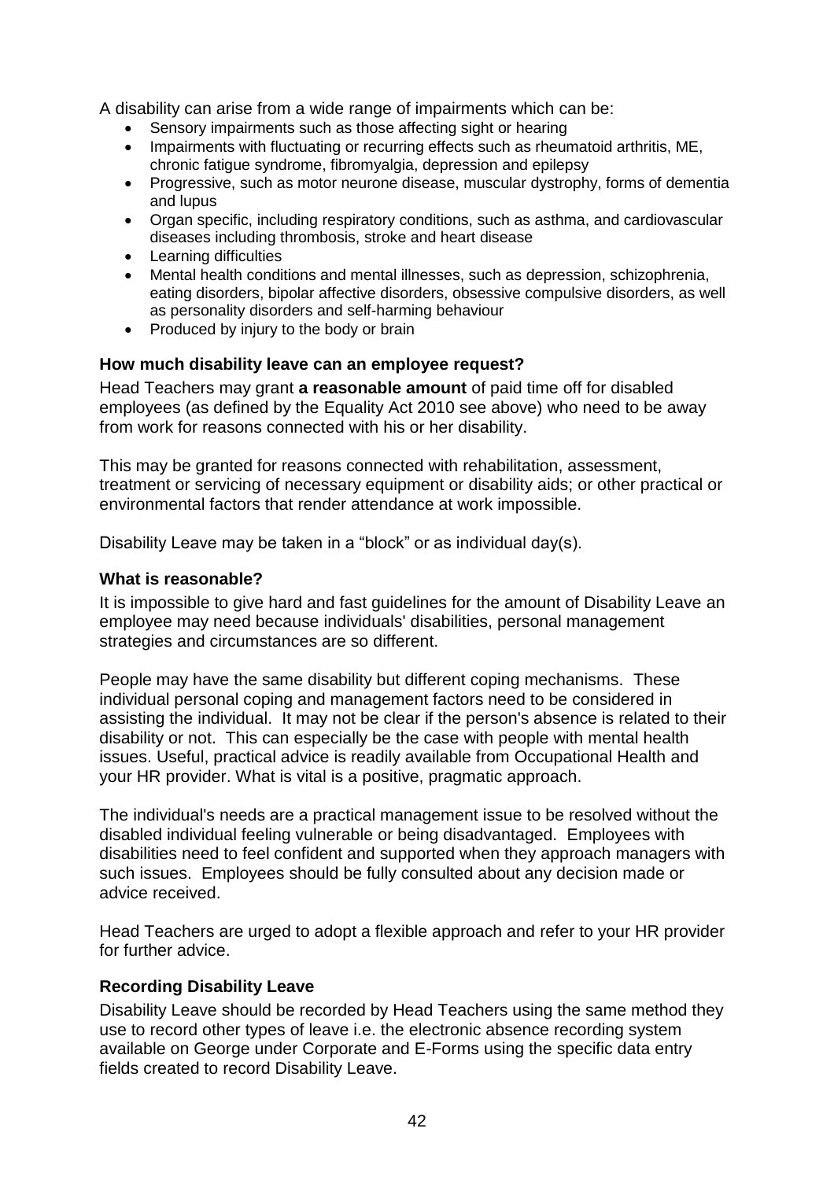A disability can arise from a wide range of impairments which can be:

- Sensory impairments such as those affecting sight or hearing
- Impairments with fluctuating or recurring effects such as rheumatoid arthritis, ME, chronic fatigue syndrome, fibromyalgia, depression and epilepsy
- Progressive, such as motor neurone disease, muscular dystrophy, forms of dementia and lupus
- Organ specific, including respiratory conditions, such as asthma, and cardiovascular diseases including thrombosis, stroke and heart disease
- Learning difficulties
- Mental health conditions and mental illnesses, such as depression, schizophrenia, eating disorders, bipolar affective disorders, obsessive compulsive disorders, as well as personality disorders and self-harming behaviour
- Produced by injury to the body or brain

**How much disability leave can an employee request?**

Head Teachers may grant **a reasonable amount** of paid time off for disabled employees (as defined by the Equality Act 2010 see above) who need to be away from work for reasons connected with his or her disability.

This may be granted for reasons connected with rehabilitation, assessment, treatment or servicing of necessary equipment or disability aids; or other practical or environmental factors that render attendance at work impossible.

Disability Leave may be taken in a "block" or as individual day(s).

**What is reasonable?**

It is impossible to give hard and fast guidelines for the amount of Disability Leave an employee may need because individuals' disabilities, personal management strategies and circumstances are so different.

People may have the same disability but different coping mechanisms. These individual personal coping and management factors need to be considered in assisting the individual. It may not be clear if the person's absence is related to their disability or not. This can especially be the case with people with mental health issues. Useful, practical advice is readily available from Occupational Health and your HR provider. What is vital is a positive, pragmatic approach.

The individual's needs are a practical management issue to be resolved without the disabled individual feeling vulnerable or being disadvantaged. Employees with disabilities need to feel confident and supported when they approach managers with such issues. Employees should be fully consulted about any decision made or advice received.

Head Teachers are urged to adopt a flexible approach and refer to your HR provider for further advice.

**Recording Disability Leave**

Disability Leave should be recorded by Head Teachers using the same method they use to record other types of leave i.e. the electronic absence recording system available on George under Corporate and E-Forms using the specific data entry fields created to record Disability Leave.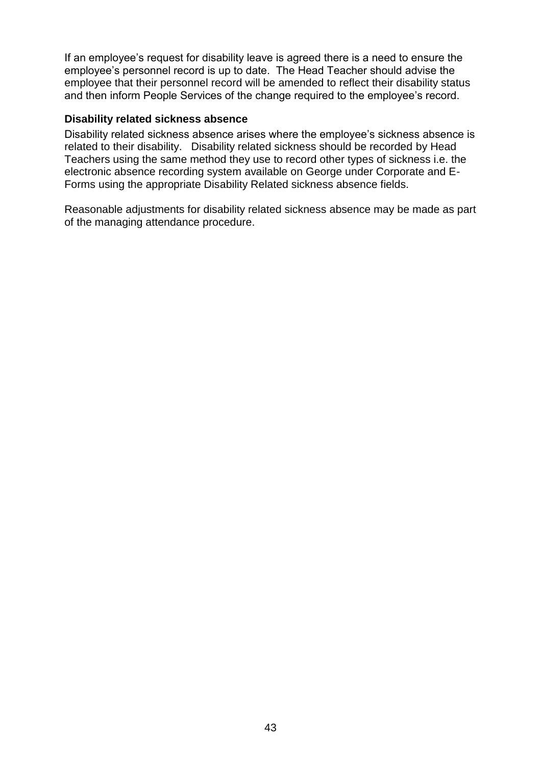If an employee's request for disability leave is agreed there is a need to ensure the employee's personnel record is up to date. The Head Teacher should advise the employee that their personnel record will be amended to reflect their disability status and then inform People Services of the change required to the employee's record.

**Disability related sickness absence**

Disability related sickness absence arises where the employee's sickness absence is related to their disability. Disability related sickness should be recorded by Head Teachers using the same method they use to record other types of sickness i.e. the electronic absence recording system available on George under Corporate and E-Forms using the appropriate Disability Related sickness absence fields.

Reasonable adjustments for disability related sickness absence may be made as part of the managing attendance procedure.